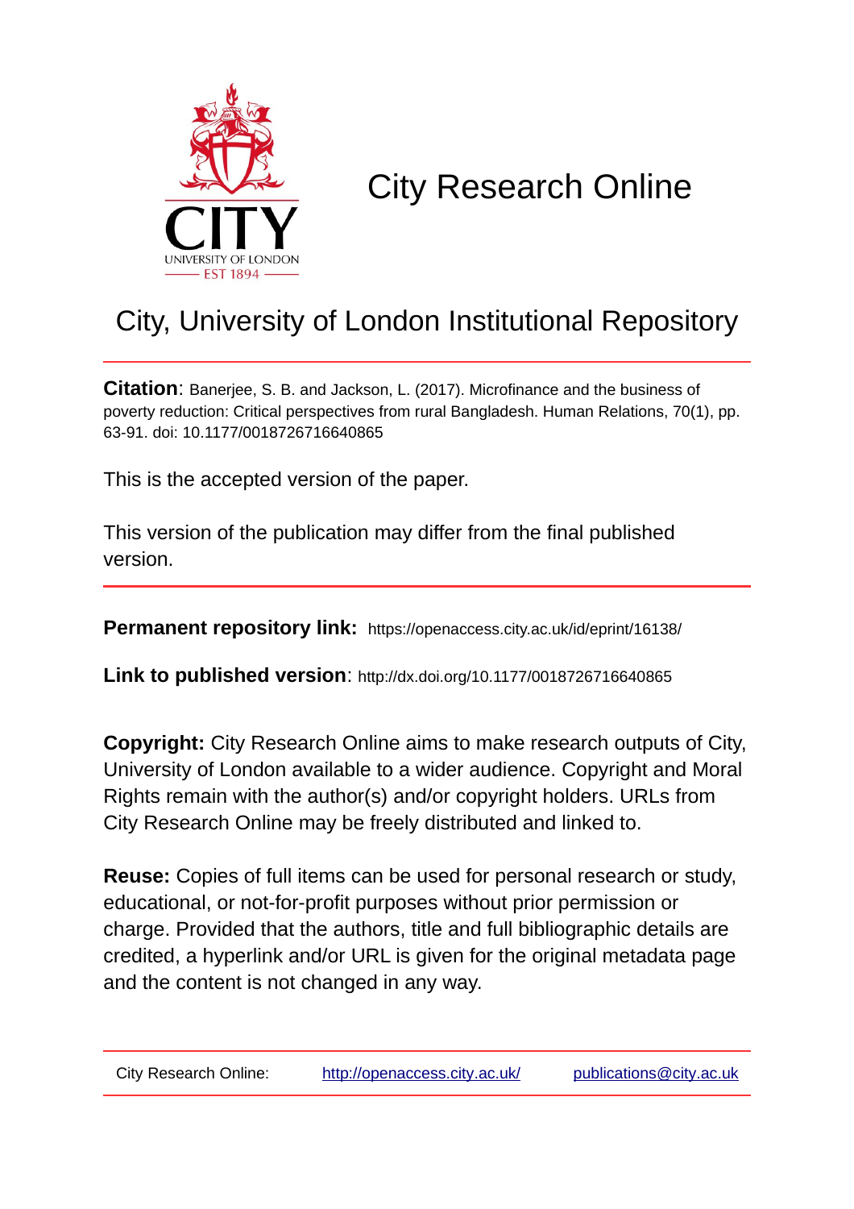# City Research Online

## City, University of London Institutional Repository

**Citation**: Banerjee, S. B. and Jackson, L. (2017). Microfinance and the business of poverty reduction: Critical perspectives from rural Bangladesh. Human Relations, 70(1), pp. 63-91. doi: 10.1177/0018726716640865

This is the accepted version of the paper.

This version of the publication may differ from the final published version.

**Permanent repository link:** https://openaccess.city.ac.uk/id/eprint/16138/

**Link to published version**: http://dx.doi.org/10.1177/0018726716640865

**Copyright:** City Research Online aims to make research outputs of City, University of London available to a wider audience. Copyright and Moral Rights remain with the author(s) and/or copyright holders. URLs from City Research Online may be freely distributed and linked to.

**Reuse:** Copies of full items can be used for personal research or study, educational, or not-for-profit purposes without prior permission or charge. Provided that the authors, title and full bibliographic details are credited, a hyperlink and/or URL is given for the original metadata page and the content is not changed in any way.

City Research Online: http://openaccess.city.ac.uk/ publications@city.ac.uk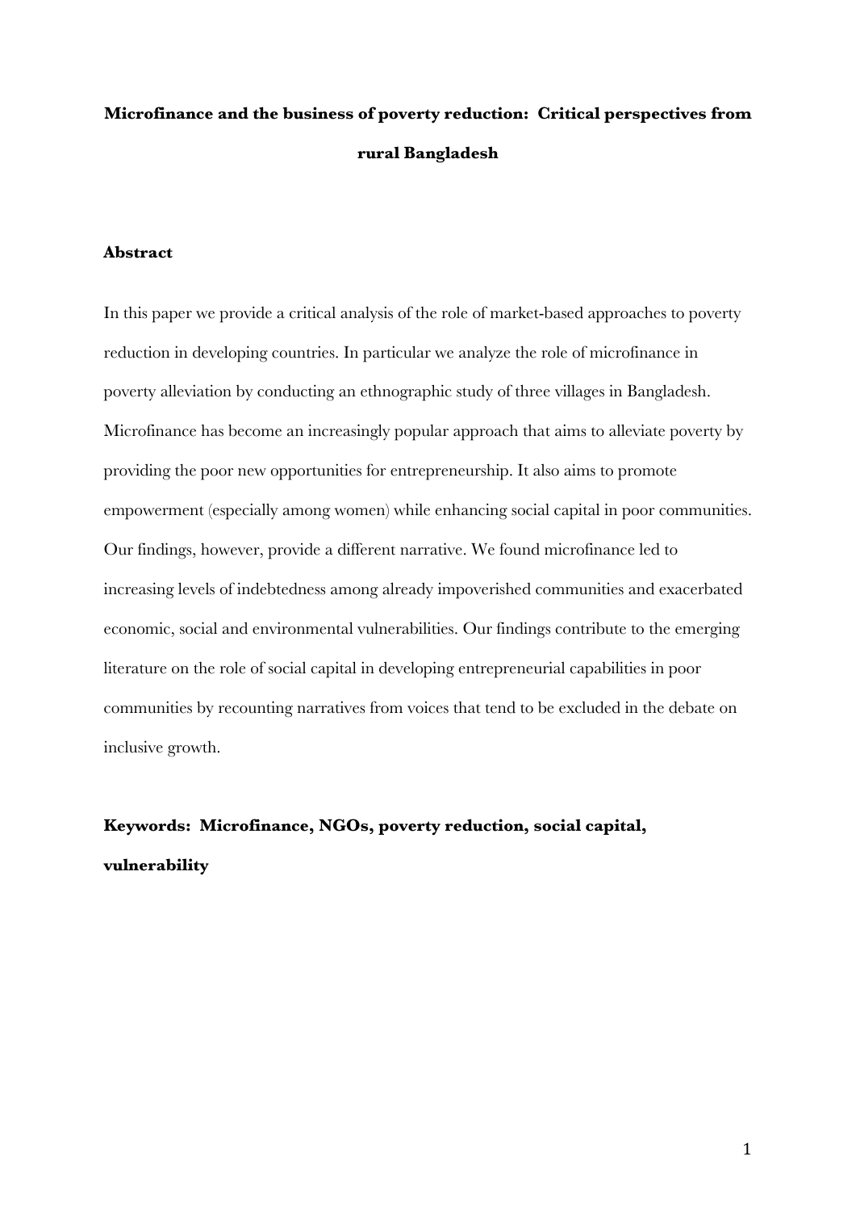# Microfinance and the business of poverty reduction: Critical perspectives from rural Bangladesh

## Abstract

In this paper we provide a critical analysis of the role of market-based approaches to poverty reduction in developing countries. In particular we analyze the role of microfinance in poverty alleviation by conducting an ethnographic study of three villages in Bangladesh. Microfinance has become an increasingly popular approach that aims to alleviate poverty by providing the poor new opportunities for entrepreneurship. It also aims to promote empowerment (especially among women) while enhancing social capital in poor communities. Our findings, however, provide a different narrative. We found microfinance led to increasing levels of indebtedness among already impoverished communities and exacerbated economic, social and environmental vulnerabilities. Our findings contribute to the emerging literature on the role of social capital in developing entrepreneurial capabilities in poor communities by recounting narratives from voices that tend to be excluded in the debate on inclusive growth.

**Keywords: Microfinance, NGOs, poverty reduction, social capital, vulnerability**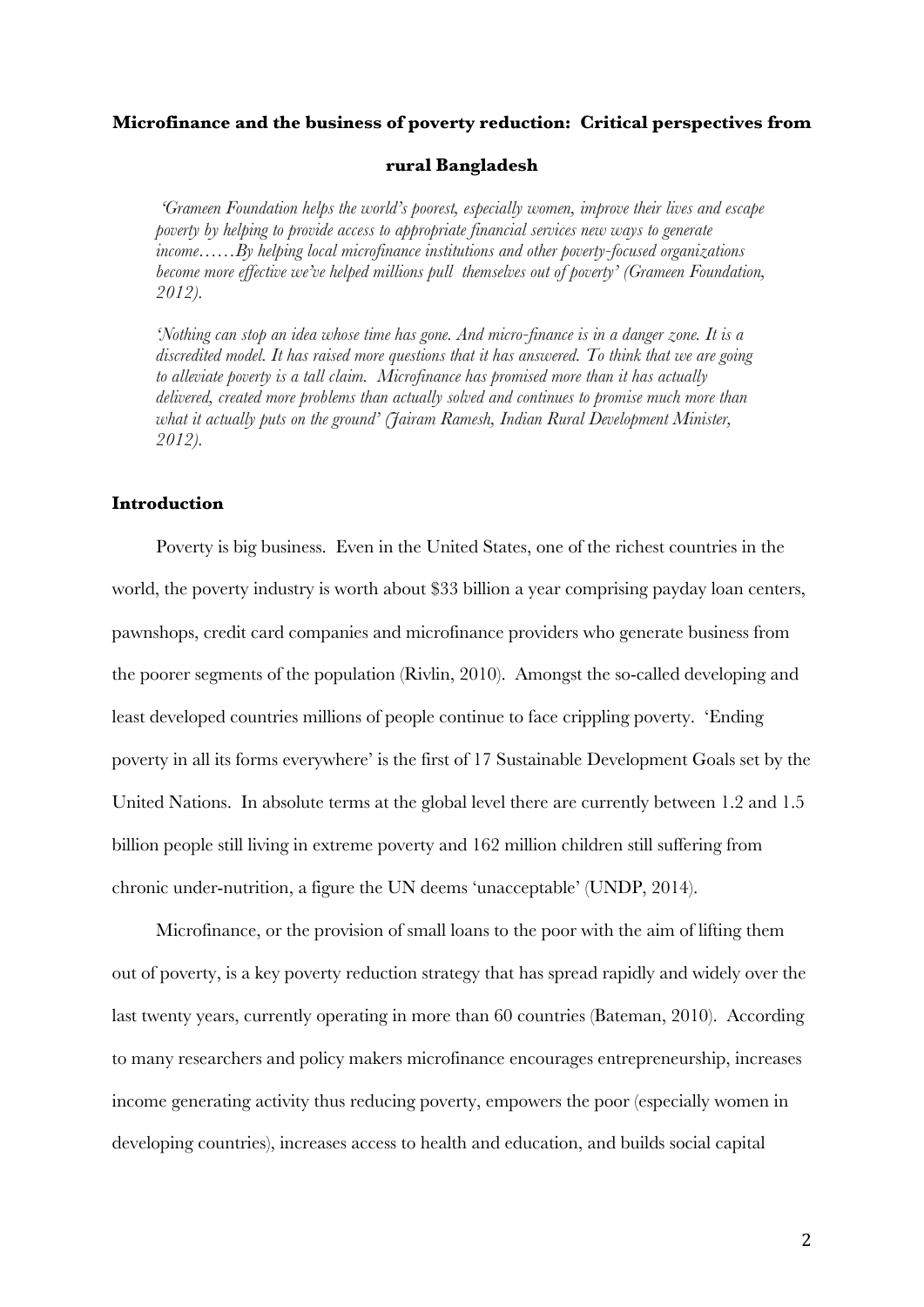**Microfinance and the business of poverty reduction: Critical perspectives from rural Bangladesh**

> *'Grameen Foundation helps the world's poorest, especially women, improve their lives and escape poverty by helping to provide access to appropriate financial services new ways to generate income……By helping local microfinance institutions and other poverty-focused organizations become more effective we've helped millions pull themselves out of poverty' (Grameen Foundation, 2012).*

> *'Nothing can stop an idea whose time has gone. And micro-finance is in a danger zone. It is a discredited model. It has raised more questions that it has answered. To think that we are going to alleviate poverty is a tall claim. Microfinance has promised more than it has actually delivered, created more problems than actually solved and continues to promise much more than what it actually puts on the ground' (Jairam Ramesh, Indian Rural Development Minister, 2012).*

## Introduction

Poverty is big business. Even in the United States, one of the richest countries in the world, the poverty industry is worth about $33 billion a year comprising payday loan centers, pawnshops, credit card companies and microfinance providers who generate business from the poorer segments of the population (Rivlin, 2010). Amongst the so-called developing and least developed countries millions of people continue to face crippling poverty. 'Ending poverty in all its forms everywhere' is the first of 17 Sustainable Development Goals set by the United Nations. In absolute terms at the global level there are currently between 1.2 and 1.5 billion people still living in extreme poverty and 162 million children still suffering from chronic under-nutrition, a figure the UN deems 'unacceptable' (UNDP, 2014).

Microfinance, or the provision of small loans to the poor with the aim of lifting them out of poverty, is a key poverty reduction strategy that has spread rapidly and widely over the last twenty years, currently operating in more than 60 countries (Bateman, 2010). According to many researchers and policy makers microfinance encourages entrepreneurship, increases income generating activity thus reducing poverty, empowers the poor (especially women in developing countries), increases access to health and education, and builds social capital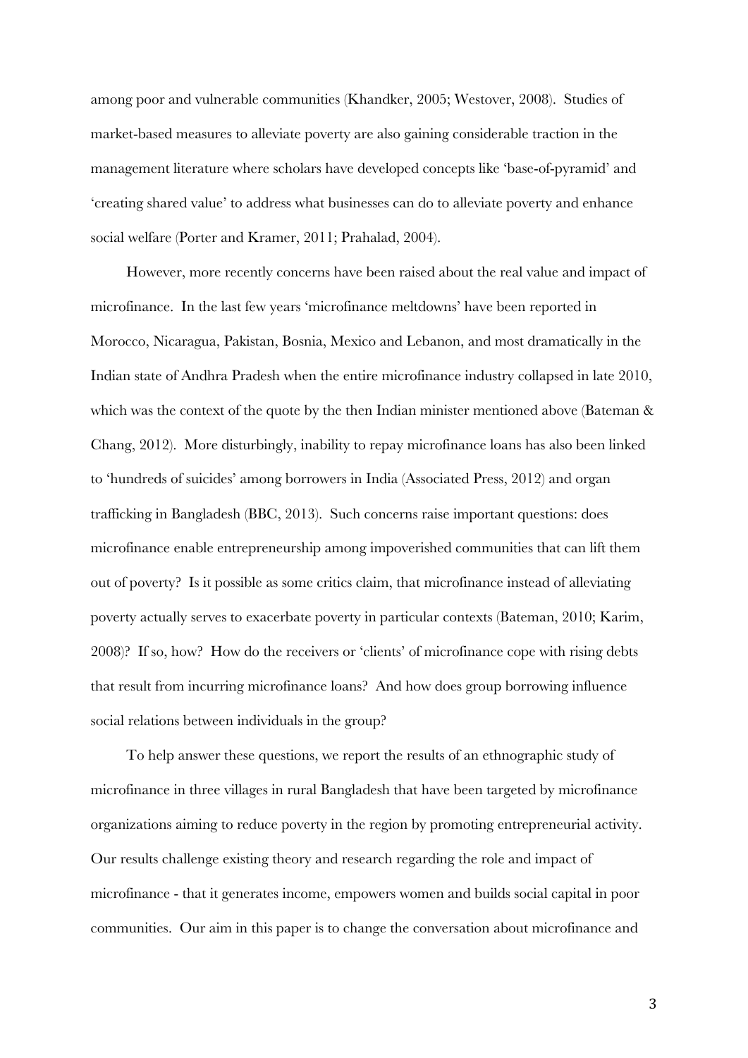among poor and vulnerable communities (Khandker, 2005; Westover, 2008). Studies of market-based measures to alleviate poverty are also gaining considerable traction in the management literature where scholars have developed concepts like 'base-of-pyramid' and 'creating shared value' to address what businesses can do to alleviate poverty and enhance social welfare (Porter and Kramer, 2011; Prahalad, 2004).

However, more recently concerns have been raised about the real value and impact of microfinance. In the last few years 'microfinance meltdowns' have been reported in Morocco, Nicaragua, Pakistan, Bosnia, Mexico and Lebanon, and most dramatically in the Indian state of Andhra Pradesh when the entire microfinance industry collapsed in late 2010, which was the context of the quote by the then Indian minister mentioned above (Bateman & Chang, 2012). More disturbingly, inability to repay microfinance loans has also been linked to 'hundreds of suicides' among borrowers in India (Associated Press, 2012) and organ trafficking in Bangladesh (BBC, 2013). Such concerns raise important questions: does microfinance enable entrepreneurship among impoverished communities that can lift them out of poverty? Is it possible as some critics claim, that microfinance instead of alleviating poverty actually serves to exacerbate poverty in particular contexts (Bateman, 2010; Karim, 2008)? If so, how? How do the receivers or 'clients' of microfinance cope with rising debts that result from incurring microfinance loans? And how does group borrowing influence social relations between individuals in the group?

To help answer these questions, we report the results of an ethnographic study of microfinance in three villages in rural Bangladesh that have been targeted by microfinance organizations aiming to reduce poverty in the region by promoting entrepreneurial activity. Our results challenge existing theory and research regarding the role and impact of microfinance - that it generates income, empowers women and builds social capital in poor communities. Our aim in this paper is to change the conversation about microfinance and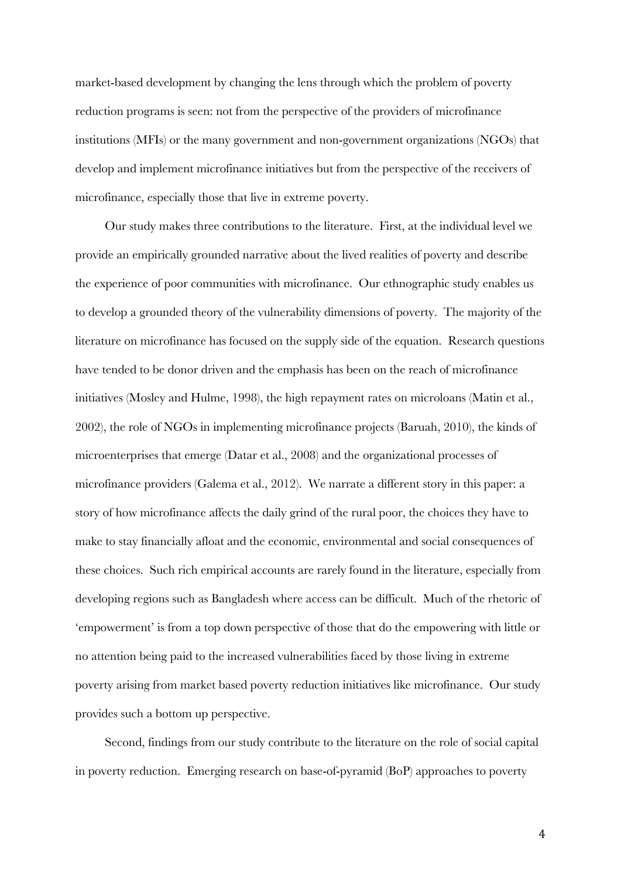market-based development by changing the lens through which the problem of poverty reduction programs is seen: not from the perspective of the providers of microfinance institutions (MFIs) or the many government and non-government organizations (NGOs) that develop and implement microfinance initiatives but from the perspective of the receivers of microfinance, especially those that live in extreme poverty.

Our study makes three contributions to the literature. First, at the individual level we provide an empirically grounded narrative about the lived realities of poverty and describe the experience of poor communities with microfinance. Our ethnographic study enables us to develop a grounded theory of the vulnerability dimensions of poverty. The majority of the literature on microfinance has focused on the supply side of the equation. Research questions have tended to be donor driven and the emphasis has been on the reach of microfinance initiatives (Mosley and Hulme, 1998), the high repayment rates on microloans (Matin et al., 2002), the role of NGOs in implementing microfinance projects (Baruah, 2010), the kinds of microenterprises that emerge (Datar et al., 2008) and the organizational processes of microfinance providers (Galema et al., 2012). We narrate a different story in this paper: a story of how microfinance affects the daily grind of the rural poor, the choices they have to make to stay financially afloat and the economic, environmental and social consequences of these choices. Such rich empirical accounts are rarely found in the literature, especially from developing regions such as Bangladesh where access can be difficult. Much of the rhetoric of 'empowerment' is from a top down perspective of those that do the empowering with little or no attention being paid to the increased vulnerabilities faced by those living in extreme poverty arising from market based poverty reduction initiatives like microfinance. Our study provides such a bottom up perspective.

Second, findings from our study contribute to the literature on the role of social capital in poverty reduction. Emerging research on base-of-pyramid (BoP) approaches to poverty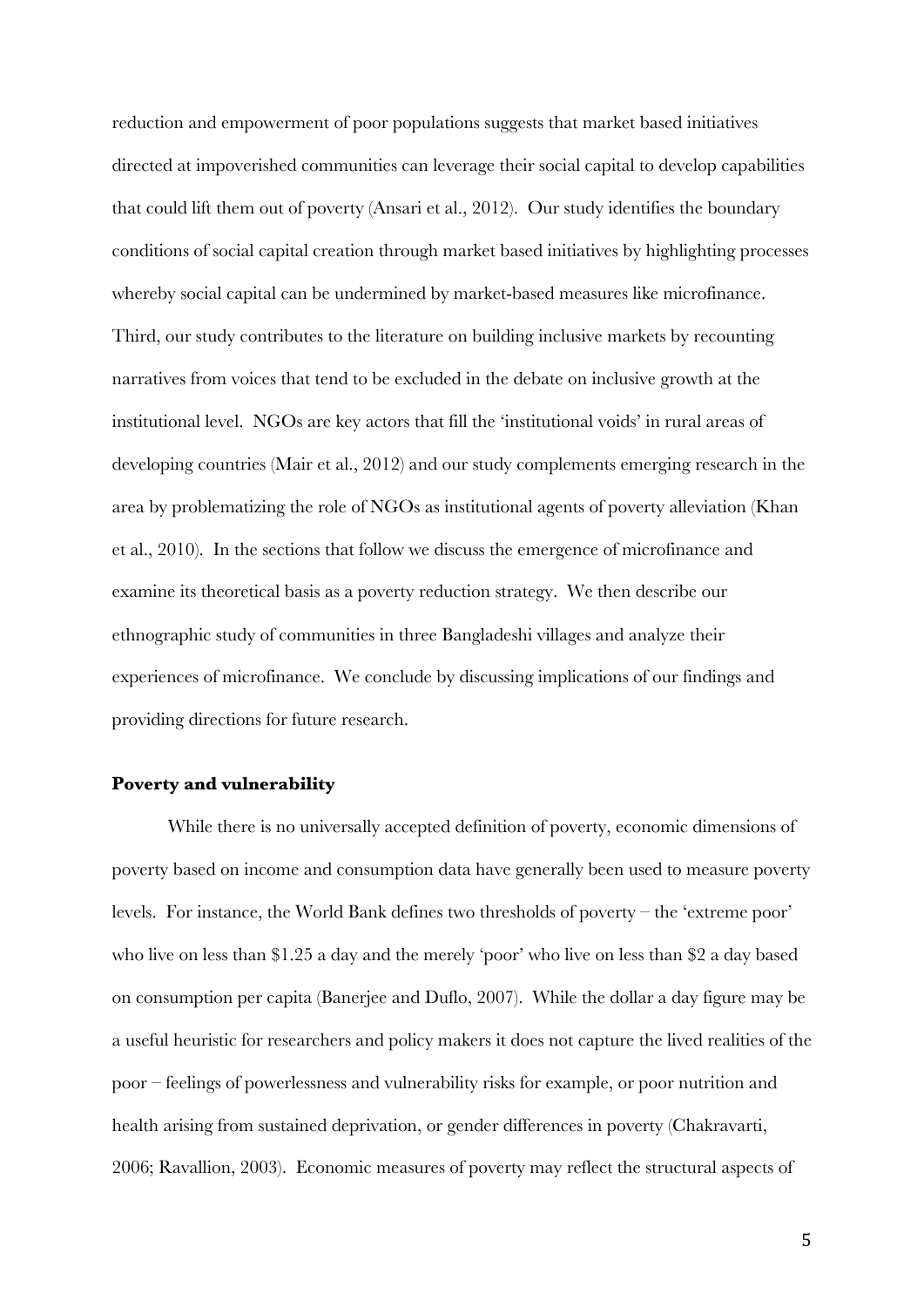reduction and empowerment of poor populations suggests that market based initiatives directed at impoverished communities can leverage their social capital to develop capabilities that could lift them out of poverty (Ansari et al., 2012). Our study identifies the boundary conditions of social capital creation through market based initiatives by highlighting processes whereby social capital can be undermined by market-based measures like microfinance. Third, our study contributes to the literature on building inclusive markets by recounting narratives from voices that tend to be excluded in the debate on inclusive growth at the institutional level. NGOs are key actors that fill the 'institutional voids' in rural areas of developing countries (Mair et al., 2012) and our study complements emerging research in the area by problematizing the role of NGOs as institutional agents of poverty alleviation (Khan et al., 2010). In the sections that follow we discuss the emergence of microfinance and examine its theoretical basis as a poverty reduction strategy. We then describe our ethnographic study of communities in three Bangladeshi villages and analyze their experiences of microfinance. We conclude by discussing implications of our findings and providing directions for future research.

## Poverty and vulnerability

While there is no universally accepted definition of poverty, economic dimensions of poverty based on income and consumption data have generally been used to measure poverty levels. For instance, the World Bank defines two thresholds of poverty – the 'extreme poor' who live on less than $1.25 a day and the merely 'poor' who live on less than $2 a day based on consumption per capita (Banerjee and Duflo, 2007). While the dollar a day figure may be a useful heuristic for researchers and policy makers it does not capture the lived realities of the poor – feelings of powerlessness and vulnerability risks for example, or poor nutrition and health arising from sustained deprivation, or gender differences in poverty (Chakravarti, 2006; Ravallion, 2003). Economic measures of poverty may reflect the structural aspects of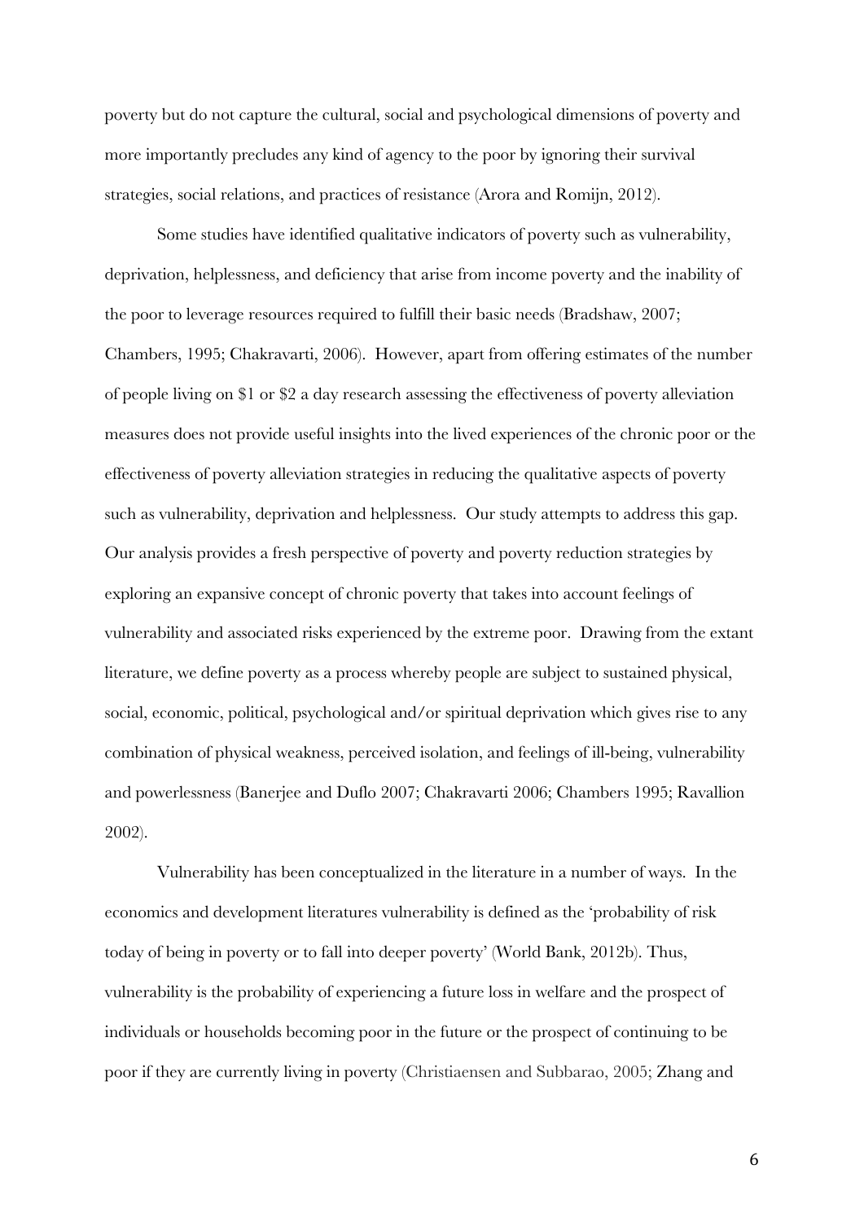poverty but do not capture the cultural, social and psychological dimensions of poverty and more importantly precludes any kind of agency to the poor by ignoring their survival strategies, social relations, and practices of resistance (Arora and Romijn, 2012).

Some studies have identified qualitative indicators of poverty such as vulnerability, deprivation, helplessness, and deficiency that arise from income poverty and the inability of the poor to leverage resources required to fulfill their basic needs (Bradshaw, 2007; Chambers, 1995; Chakravarti, 2006). However, apart from offering estimates of the number of people living on $1 or $2 a day research assessing the effectiveness of poverty alleviation measures does not provide useful insights into the lived experiences of the chronic poor or the effectiveness of poverty alleviation strategies in reducing the qualitative aspects of poverty such as vulnerability, deprivation and helplessness. Our study attempts to address this gap. Our analysis provides a fresh perspective of poverty and poverty reduction strategies by exploring an expansive concept of chronic poverty that takes into account feelings of vulnerability and associated risks experienced by the extreme poor. Drawing from the extant literature, we define poverty as a process whereby people are subject to sustained physical, social, economic, political, psychological and/or spiritual deprivation which gives rise to any combination of physical weakness, perceived isolation, and feelings of ill-being, vulnerability and powerlessness (Banerjee and Duflo 2007; Chakravarti 2006; Chambers 1995; Ravallion 2002).

Vulnerability has been conceptualized in the literature in a number of ways. In the economics and development literatures vulnerability is defined as the 'probability of risk today of being in poverty or to fall into deeper poverty' (World Bank, 2012b). Thus, vulnerability is the probability of experiencing a future loss in welfare and the prospect of individuals or households becoming poor in the future or the prospect of continuing to be poor if they are currently living in poverty (Christiaensen and Subbarao, 2005; Zhang and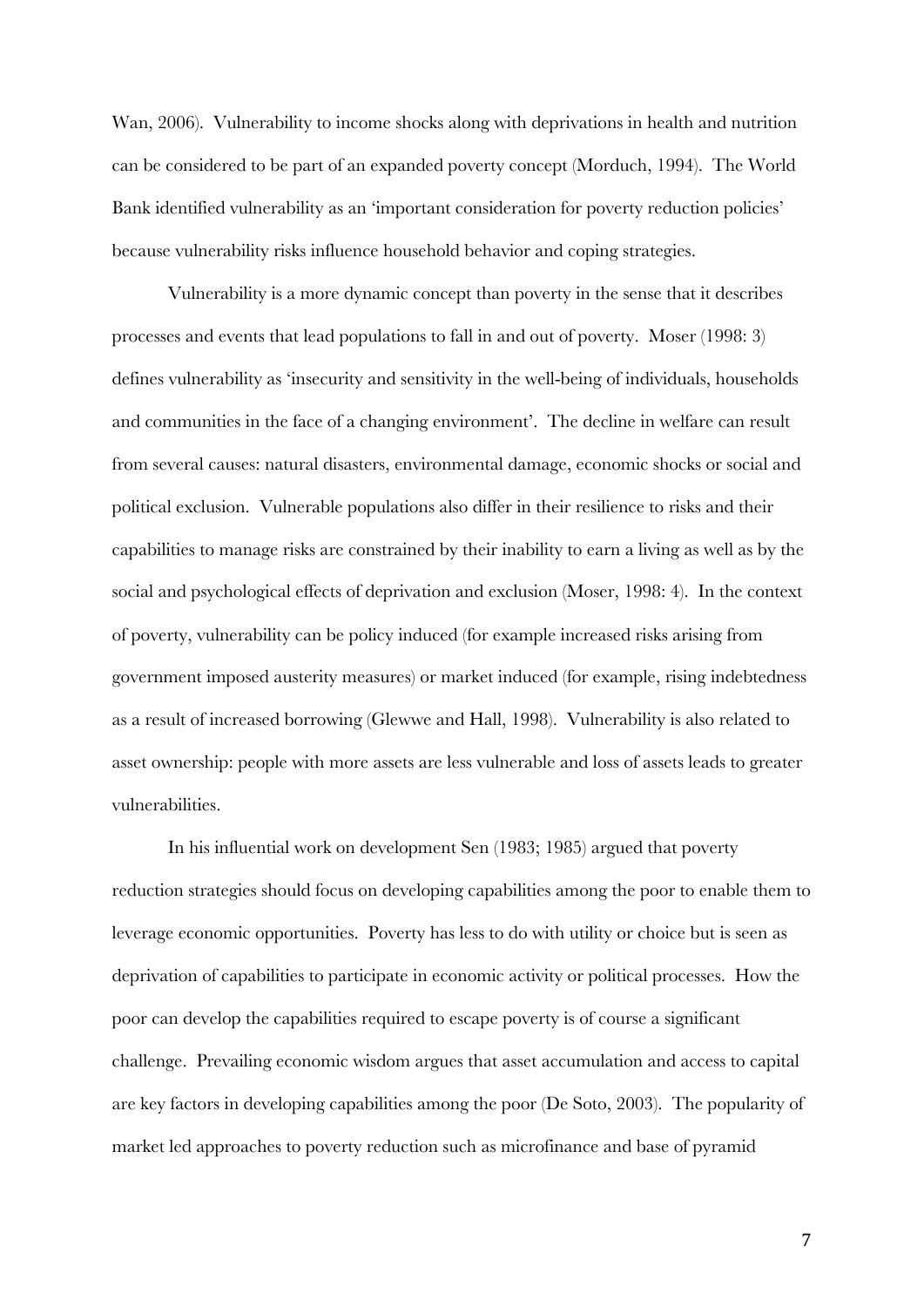Wan, 2006). Vulnerability to income shocks along with deprivations in health and nutrition can be considered to be part of an expanded poverty concept (Morduch, 1994). The World Bank identified vulnerability as an 'important consideration for poverty reduction policies' because vulnerability risks influence household behavior and coping strategies.

Vulnerability is a more dynamic concept than poverty in the sense that it describes processes and events that lead populations to fall in and out of poverty. Moser (1998: 3) defines vulnerability as 'insecurity and sensitivity in the well-being of individuals, households and communities in the face of a changing environment'. The decline in welfare can result from several causes: natural disasters, environmental damage, economic shocks or social and political exclusion. Vulnerable populations also differ in their resilience to risks and their capabilities to manage risks are constrained by their inability to earn a living as well as by the social and psychological effects of deprivation and exclusion (Moser, 1998: 4). In the context of poverty, vulnerability can be policy induced (for example increased risks arising from government imposed austerity measures) or market induced (for example, rising indebtedness as a result of increased borrowing (Glewwe and Hall, 1998). Vulnerability is also related to asset ownership: people with more assets are less vulnerable and loss of assets leads to greater vulnerabilities.

In his influential work on development Sen (1983; 1985) argued that poverty reduction strategies should focus on developing capabilities among the poor to enable them to leverage economic opportunities. Poverty has less to do with utility or choice but is seen as deprivation of capabilities to participate in economic activity or political processes. How the poor can develop the capabilities required to escape poverty is of course a significant challenge. Prevailing economic wisdom argues that asset accumulation and access to capital are key factors in developing capabilities among the poor (De Soto, 2003). The popularity of market led approaches to poverty reduction such as microfinance and base of pyramid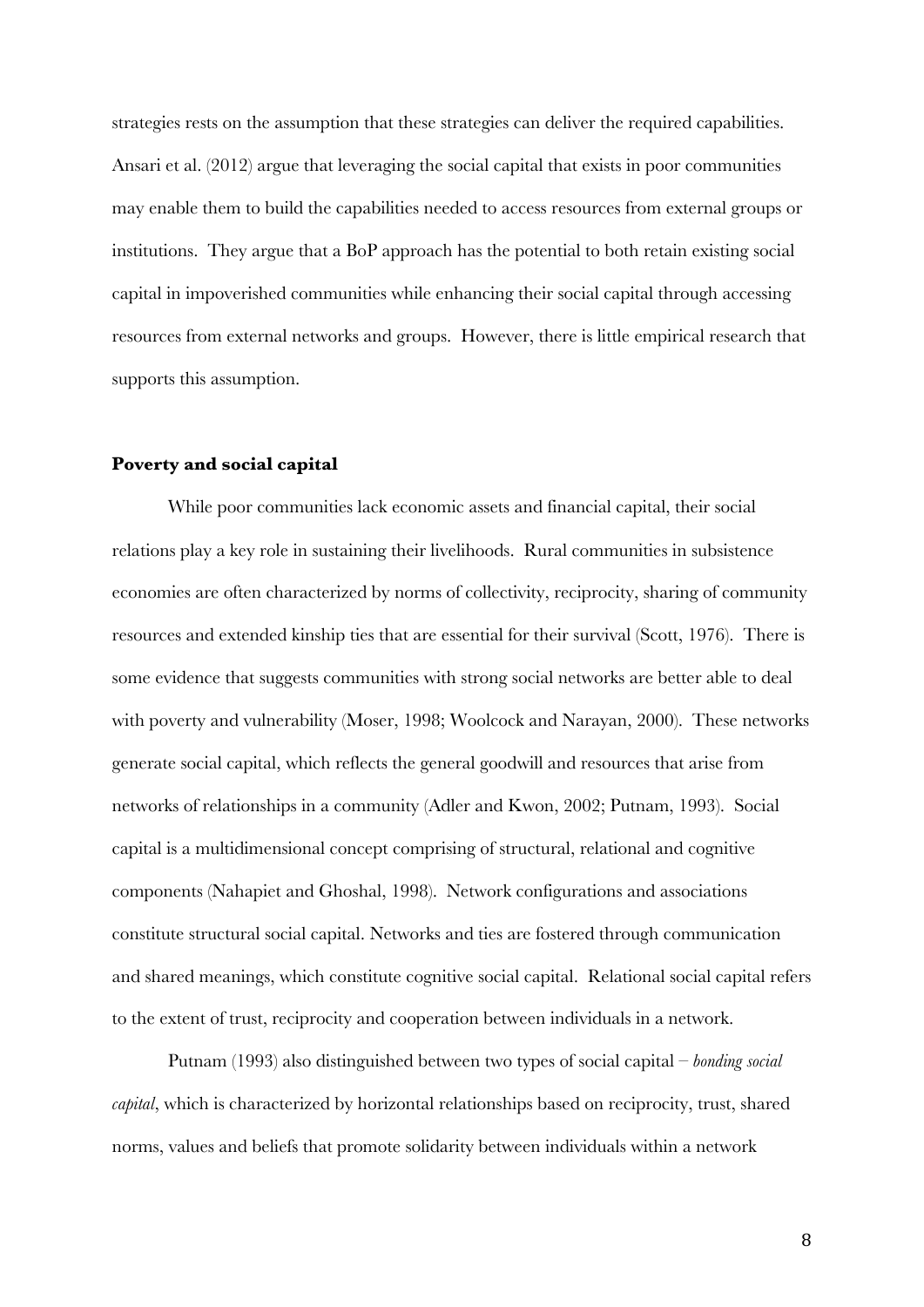strategies rests on the assumption that these strategies can deliver the required capabilities. Ansari et al. (2012) argue that leveraging the social capital that exists in poor communities may enable them to build the capabilities needed to access resources from external groups or institutions. They argue that a BoP approach has the potential to both retain existing social capital in impoverished communities while enhancing their social capital through accessing resources from external networks and groups. However, there is little empirical research that supports this assumption.

**Poverty and social capital**

While poor communities lack economic assets and financial capital, their social relations play a key role in sustaining their livelihoods. Rural communities in subsistence economies are often characterized by norms of collectivity, reciprocity, sharing of community resources and extended kinship ties that are essential for their survival (Scott, 1976). There is some evidence that suggests communities with strong social networks are better able to deal with poverty and vulnerability (Moser, 1998; Woolcock and Narayan, 2000). These networks generate social capital, which reflects the general goodwill and resources that arise from networks of relationships in a community (Adler and Kwon, 2002; Putnam, 1993). Social capital is a multidimensional concept comprising of structural, relational and cognitive components (Nahapiet and Ghoshal, 1998). Network configurations and associations constitute structural social capital. Networks and ties are fostered through communication and shared meanings, which constitute cognitive social capital. Relational social capital refers to the extent of trust, reciprocity and cooperation between individuals in a network.

Putnam (1993) also distinguished between two types of social capital – *bonding social capital*, which is characterized by horizontal relationships based on reciprocity, trust, shared norms, values and beliefs that promote solidarity between individuals within a network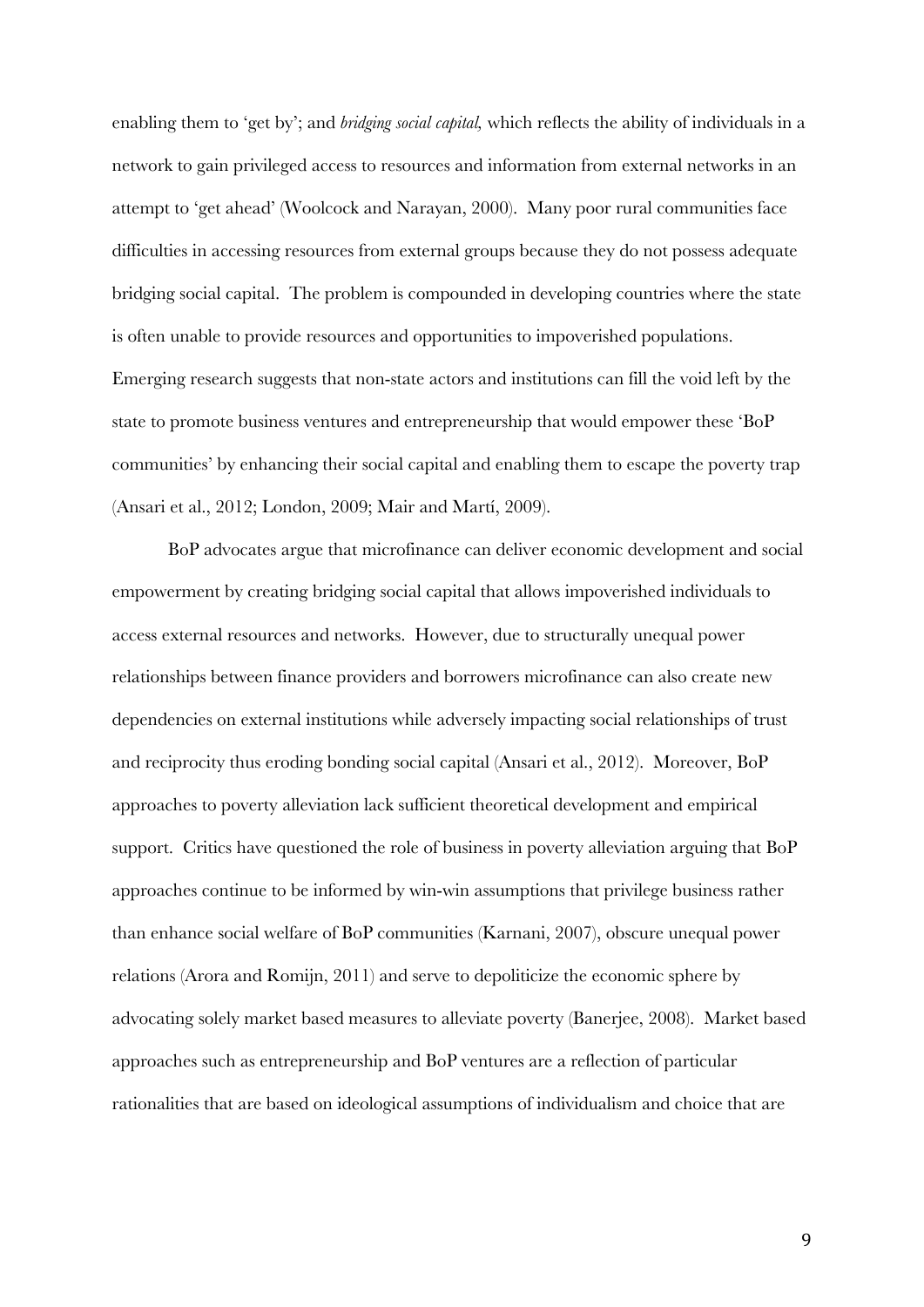enabling them to 'get by'; and *bridging social capital,* which reflects the ability of individuals in a network to gain privileged access to resources and information from external networks in an attempt to 'get ahead' (Woolcock and Narayan, 2000). Many poor rural communities face difficulties in accessing resources from external groups because they do not possess adequate bridging social capital. The problem is compounded in developing countries where the state is often unable to provide resources and opportunities to impoverished populations. Emerging research suggests that non-state actors and institutions can fill the void left by the state to promote business ventures and entrepreneurship that would empower these 'BoP communities' by enhancing their social capital and enabling them to escape the poverty trap (Ansari et al., 2012; London, 2009; Mair and Martí, 2009).

BoP advocates argue that microfinance can deliver economic development and social empowerment by creating bridging social capital that allows impoverished individuals to access external resources and networks. However, due to structurally unequal power relationships between finance providers and borrowers microfinance can also create new dependencies on external institutions while adversely impacting social relationships of trust and reciprocity thus eroding bonding social capital (Ansari et al., 2012). Moreover, BoP approaches to poverty alleviation lack sufficient theoretical development and empirical support. Critics have questioned the role of business in poverty alleviation arguing that BoP approaches continue to be informed by win-win assumptions that privilege business rather than enhance social welfare of BoP communities (Karnani, 2007), obscure unequal power relations (Arora and Romijn, 2011) and serve to depoliticize the economic sphere by advocating solely market based measures to alleviate poverty (Banerjee, 2008). Market based approaches such as entrepreneurship and BoP ventures are a reflection of particular rationalities that are based on ideological assumptions of individualism and choice that are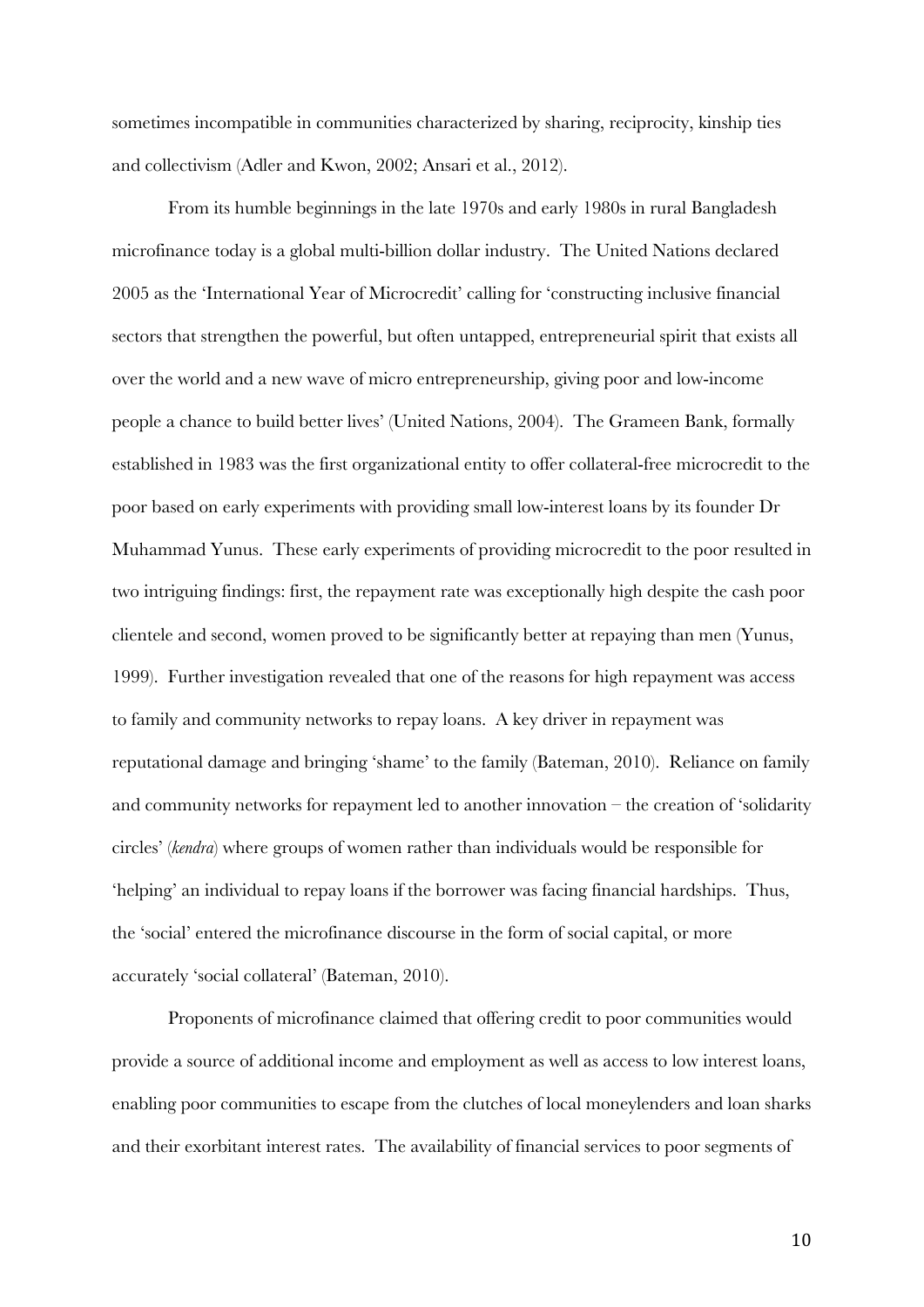sometimes incompatible in communities characterized by sharing, reciprocity, kinship ties and collectivism (Adler and Kwon, 2002; Ansari et al., 2012).

From its humble beginnings in the late 1970s and early 1980s in rural Bangladesh microfinance today is a global multi-billion dollar industry. The United Nations declared 2005 as the 'International Year of Microcredit' calling for 'constructing inclusive financial sectors that strengthen the powerful, but often untapped, entrepreneurial spirit that exists all over the world and a new wave of micro entrepreneurship, giving poor and low-income people a chance to build better lives' (United Nations, 2004). The Grameen Bank, formally established in 1983 was the first organizational entity to offer collateral-free microcredit to the poor based on early experiments with providing small low-interest loans by its founder Dr Muhammad Yunus. These early experiments of providing microcredit to the poor resulted in two intriguing findings: first, the repayment rate was exceptionally high despite the cash poor clientele and second, women proved to be significantly better at repaying than men (Yunus, 1999). Further investigation revealed that one of the reasons for high repayment was access to family and community networks to repay loans. A key driver in repayment was reputational damage and bringing 'shame' to the family (Bateman, 2010). Reliance on family and community networks for repayment led to another innovation – the creation of 'solidarity circles' (*kendra*) where groups of women rather than individuals would be responsible for 'helping' an individual to repay loans if the borrower was facing financial hardships. Thus, the 'social' entered the microfinance discourse in the form of social capital, or more accurately 'social collateral' (Bateman, 2010).

Proponents of microfinance claimed that offering credit to poor communities would provide a source of additional income and employment as well as access to low interest loans, enabling poor communities to escape from the clutches of local moneylenders and loan sharks and their exorbitant interest rates. The availability of financial services to poor segments of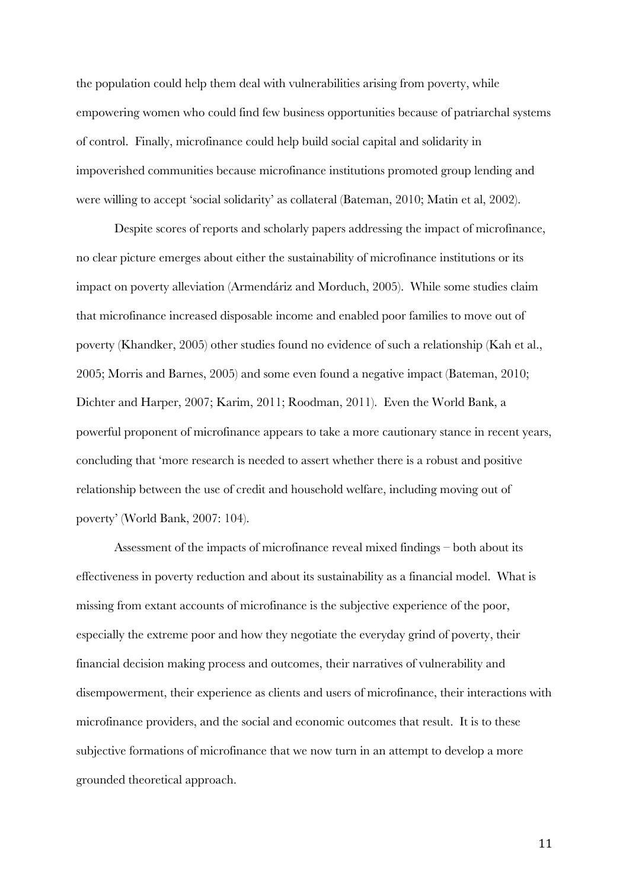the population could help them deal with vulnerabilities arising from poverty, while empowering women who could find few business opportunities because of patriarchal systems of control. Finally, microfinance could help build social capital and solidarity in impoverished communities because microfinance institutions promoted group lending and were willing to accept 'social solidarity' as collateral (Bateman, 2010; Matin et al, 2002).

Despite scores of reports and scholarly papers addressing the impact of microfinance, no clear picture emerges about either the sustainability of microfinance institutions or its impact on poverty alleviation (Armendáriz and Morduch, 2005). While some studies claim that microfinance increased disposable income and enabled poor families to move out of poverty (Khandker, 2005) other studies found no evidence of such a relationship (Kah et al., 2005; Morris and Barnes, 2005) and some even found a negative impact (Bateman, 2010; Dichter and Harper, 2007; Karim, 2011; Roodman, 2011). Even the World Bank, a powerful proponent of microfinance appears to take a more cautionary stance in recent years, concluding that 'more research is needed to assert whether there is a robust and positive relationship between the use of credit and household welfare, including moving out of poverty' (World Bank, 2007: 104).

Assessment of the impacts of microfinance reveal mixed findings – both about its effectiveness in poverty reduction and about its sustainability as a financial model. What is missing from extant accounts of microfinance is the subjective experience of the poor, especially the extreme poor and how they negotiate the everyday grind of poverty, their financial decision making process and outcomes, their narratives of vulnerability and disempowerment, their experience as clients and users of microfinance, their interactions with microfinance providers, and the social and economic outcomes that result. It is to these subjective formations of microfinance that we now turn in an attempt to develop a more grounded theoretical approach.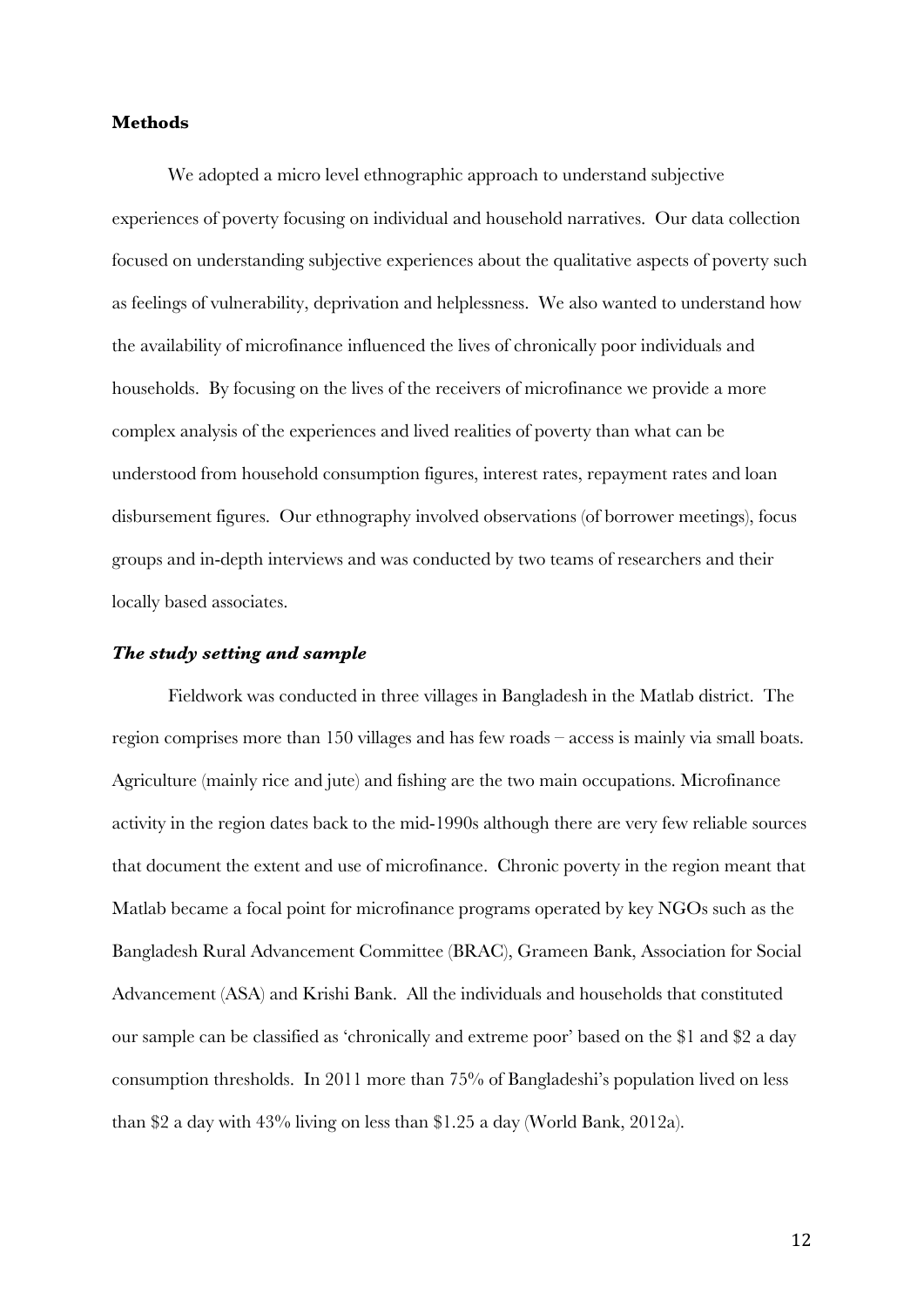## Methods

We adopted a micro level ethnographic approach to understand subjective experiences of poverty focusing on individual and household narratives. Our data collection focused on understanding subjective experiences about the qualitative aspects of poverty such as feelings of vulnerability, deprivation and helplessness. We also wanted to understand how the availability of microfinance influenced the lives of chronically poor individuals and households. By focusing on the lives of the receivers of microfinance we provide a more complex analysis of the experiences and lived realities of poverty than what can be understood from household consumption figures, interest rates, repayment rates and loan disbursement figures. Our ethnography involved observations (of borrower meetings), focus groups and in-depth interviews and was conducted by two teams of researchers and their locally based associates.

### *The study setting and sample*

Fieldwork was conducted in three villages in Bangladesh in the Matlab district. The region comprises more than 150 villages and has few roads – access is mainly via small boats. Agriculture (mainly rice and jute) and fishing are the two main occupations. Microfinance activity in the region dates back to the mid-1990s although there are very few reliable sources that document the extent and use of microfinance. Chronic poverty in the region meant that Matlab became a focal point for microfinance programs operated by key NGOs such as the Bangladesh Rural Advancement Committee (BRAC), Grameen Bank, Association for Social Advancement (ASA) and Krishi Bank. All the individuals and households that constituted our sample can be classified as 'chronically and extreme poor' based on the $1 and $2 a day consumption thresholds. In 2011 more than 75% of Bangladeshi's population lived on less than $2 a day with 43% living on less than $1.25 a day (World Bank, 2012a).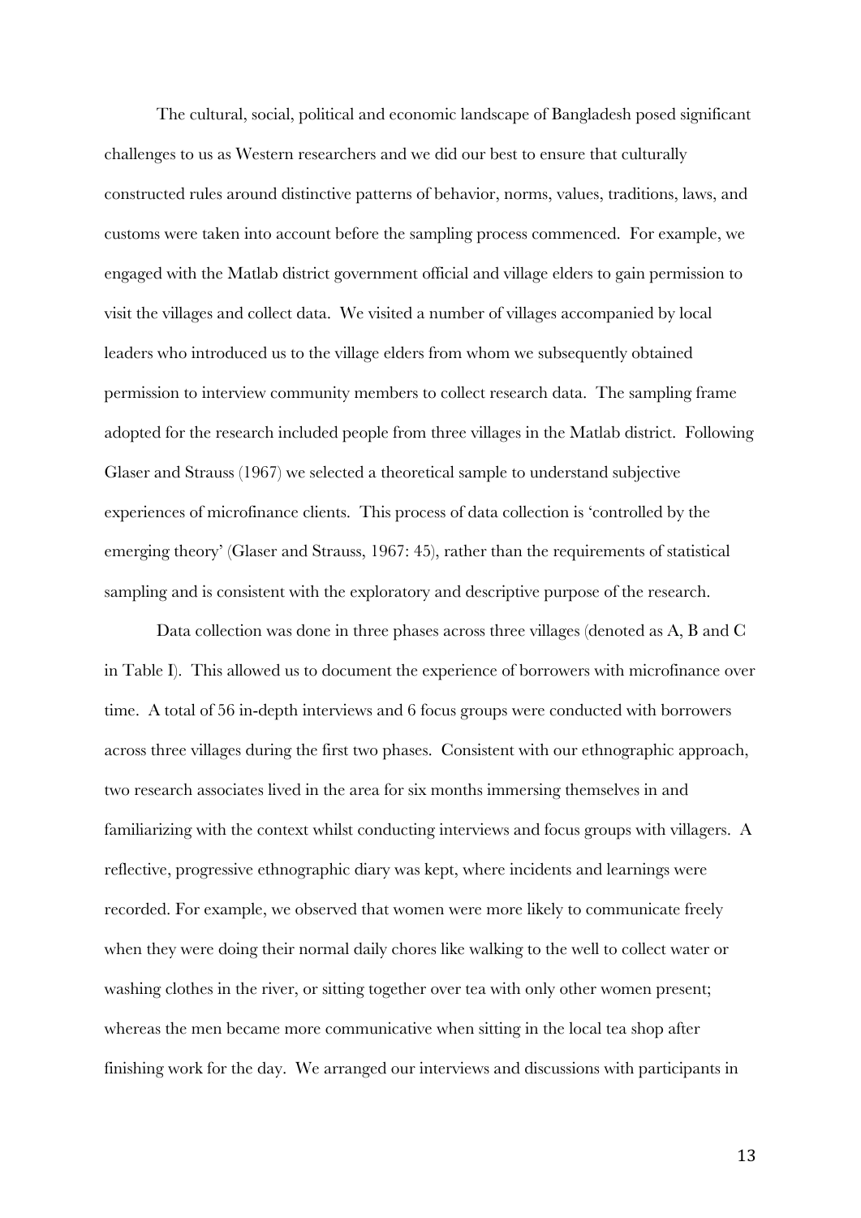The cultural, social, political and economic landscape of Bangladesh posed significant challenges to us as Western researchers and we did our best to ensure that culturally constructed rules around distinctive patterns of behavior, norms, values, traditions, laws, and customs were taken into account before the sampling process commenced. For example, we engaged with the Matlab district government official and village elders to gain permission to visit the villages and collect data. We visited a number of villages accompanied by local leaders who introduced us to the village elders from whom we subsequently obtained permission to interview community members to collect research data. The sampling frame adopted for the research included people from three villages in the Matlab district. Following Glaser and Strauss (1967) we selected a theoretical sample to understand subjective experiences of microfinance clients. This process of data collection is 'controlled by the emerging theory' (Glaser and Strauss, 1967: 45), rather than the requirements of statistical sampling and is consistent with the exploratory and descriptive purpose of the research.

Data collection was done in three phases across three villages (denoted as A, B and C in Table I). This allowed us to document the experience of borrowers with microfinance over time. A total of 56 in-depth interviews and 6 focus groups were conducted with borrowers across three villages during the first two phases. Consistent with our ethnographic approach, two research associates lived in the area for six months immersing themselves in and familiarizing with the context whilst conducting interviews and focus groups with villagers. A reflective, progressive ethnographic diary was kept, where incidents and learnings were recorded. For example, we observed that women were more likely to communicate freely when they were doing their normal daily chores like walking to the well to collect water or washing clothes in the river, or sitting together over tea with only other women present; whereas the men became more communicative when sitting in the local tea shop after finishing work for the day. We arranged our interviews and discussions with participants in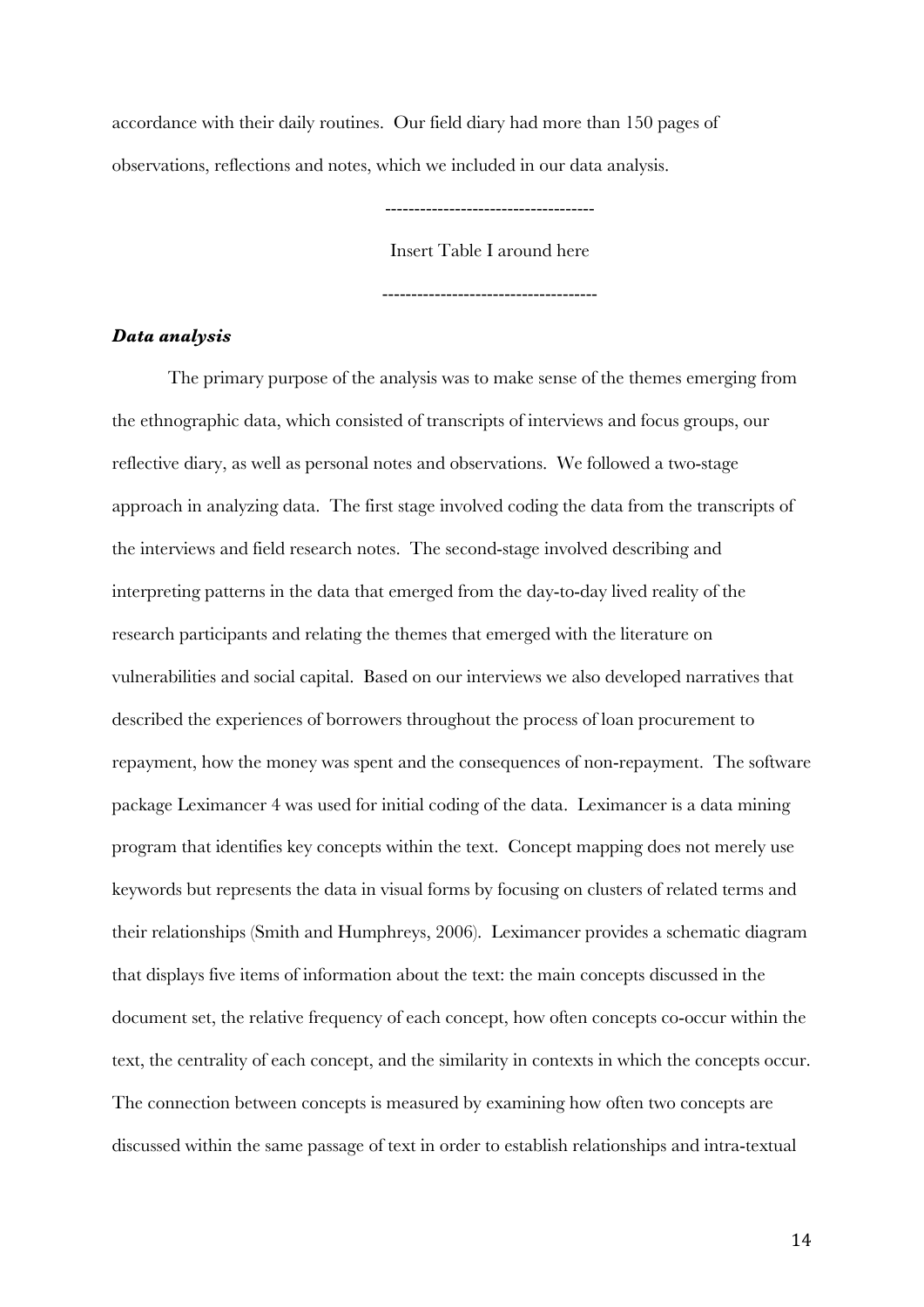accordance with their daily routines. Our field diary had more than 150 pages of observations, reflections and notes, which we included in our data analysis.

------------------------------------

Insert Table I around here

-------------------------------------

### ***Data analysis***

The primary purpose of the analysis was to make sense of the themes emerging from the ethnographic data, which consisted of transcripts of interviews and focus groups, our reflective diary, as well as personal notes and observations. We followed a two-stage approach in analyzing data. The first stage involved coding the data from the transcripts of the interviews and field research notes. The second-stage involved describing and interpreting patterns in the data that emerged from the day-to-day lived reality of the research participants and relating the themes that emerged with the literature on vulnerabilities and social capital. Based on our interviews we also developed narratives that described the experiences of borrowers throughout the process of loan procurement to repayment, how the money was spent and the consequences of non-repayment. The software package Leximancer 4 was used for initial coding of the data. Leximancer is a data mining program that identifies key concepts within the text. Concept mapping does not merely use keywords but represents the data in visual forms by focusing on clusters of related terms and their relationships (Smith and Humphreys, 2006). Leximancer provides a schematic diagram that displays five items of information about the text: the main concepts discussed in the document set, the relative frequency of each concept, how often concepts co-occur within the text, the centrality of each concept, and the similarity in contexts in which the concepts occur. The connection between concepts is measured by examining how often two concepts are discussed within the same passage of text in order to establish relationships and intra-textual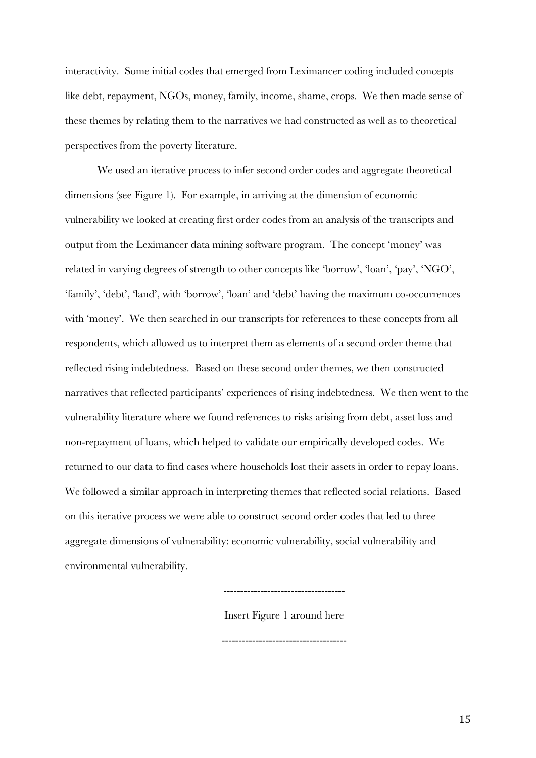interactivity. Some initial codes that emerged from Leximancer coding included concepts like debt, repayment, NGOs, money, family, income, shame, crops. We then made sense of these themes by relating them to the narratives we had constructed as well as to theoretical perspectives from the poverty literature.

We used an iterative process to infer second order codes and aggregate theoretical dimensions (see Figure 1). For example, in arriving at the dimension of economic vulnerability we looked at creating first order codes from an analysis of the transcripts and output from the Leximancer data mining software program. The concept 'money' was related in varying degrees of strength to other concepts like 'borrow', 'loan', 'pay', 'NGO', 'family', 'debt', 'land', with 'borrow', 'loan' and 'debt' having the maximum co-occurrences with 'money'. We then searched in our transcripts for references to these concepts from all respondents, which allowed us to interpret them as elements of a second order theme that reflected rising indebtedness. Based on these second order themes, we then constructed narratives that reflected participants' experiences of rising indebtedness. We then went to the vulnerability literature where we found references to risks arising from debt, asset loss and non-repayment of loans, which helped to validate our empirically developed codes. We returned to our data to find cases where households lost their assets in order to repay loans. We followed a similar approach in interpreting themes that reflected social relations. Based on this iterative process we were able to construct second order codes that led to three aggregate dimensions of vulnerability: economic vulnerability, social vulnerability and environmental vulnerability.

------------------------------------

Insert Figure 1 around here

-------------------------------------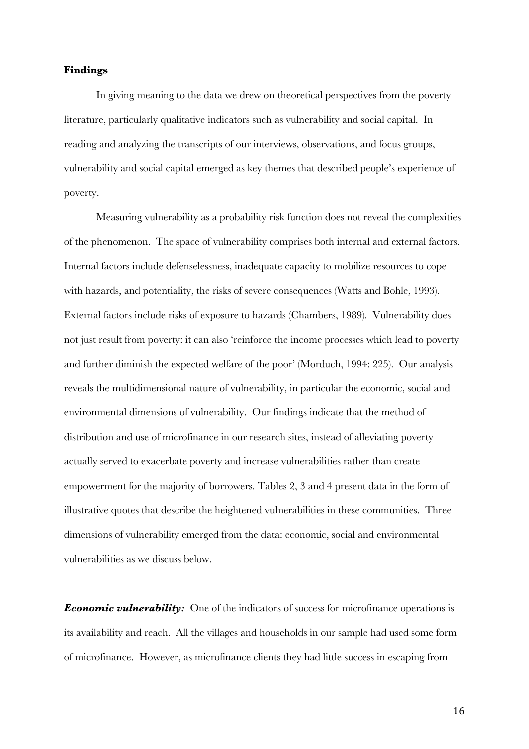## Findings

In giving meaning to the data we drew on theoretical perspectives from the poverty literature, particularly qualitative indicators such as vulnerability and social capital. In reading and analyzing the transcripts of our interviews, observations, and focus groups, vulnerability and social capital emerged as key themes that described people's experience of poverty.

Measuring vulnerability as a probability risk function does not reveal the complexities of the phenomenon. The space of vulnerability comprises both internal and external factors. Internal factors include defenselessness, inadequate capacity to mobilize resources to cope with hazards, and potentiality, the risks of severe consequences (Watts and Bohle, 1993). External factors include risks of exposure to hazards (Chambers, 1989). Vulnerability does not just result from poverty: it can also 'reinforce the income processes which lead to poverty and further diminish the expected welfare of the poor' (Morduch, 1994: 225). Our analysis reveals the multidimensional nature of vulnerability, in particular the economic, social and environmental dimensions of vulnerability. Our findings indicate that the method of distribution and use of microfinance in our research sites, instead of alleviating poverty actually served to exacerbate poverty and increase vulnerabilities rather than create empowerment for the majority of borrowers. Tables 2, 3 and 4 present data in the form of illustrative quotes that describe the heightened vulnerabilities in these communities. Three dimensions of vulnerability emerged from the data: economic, social and environmental vulnerabilities as we discuss below.

***Economic vulnerability:*** One of the indicators of success for microfinance operations is its availability and reach. All the villages and households in our sample had used some form of microfinance. However, as microfinance clients they had little success in escaping from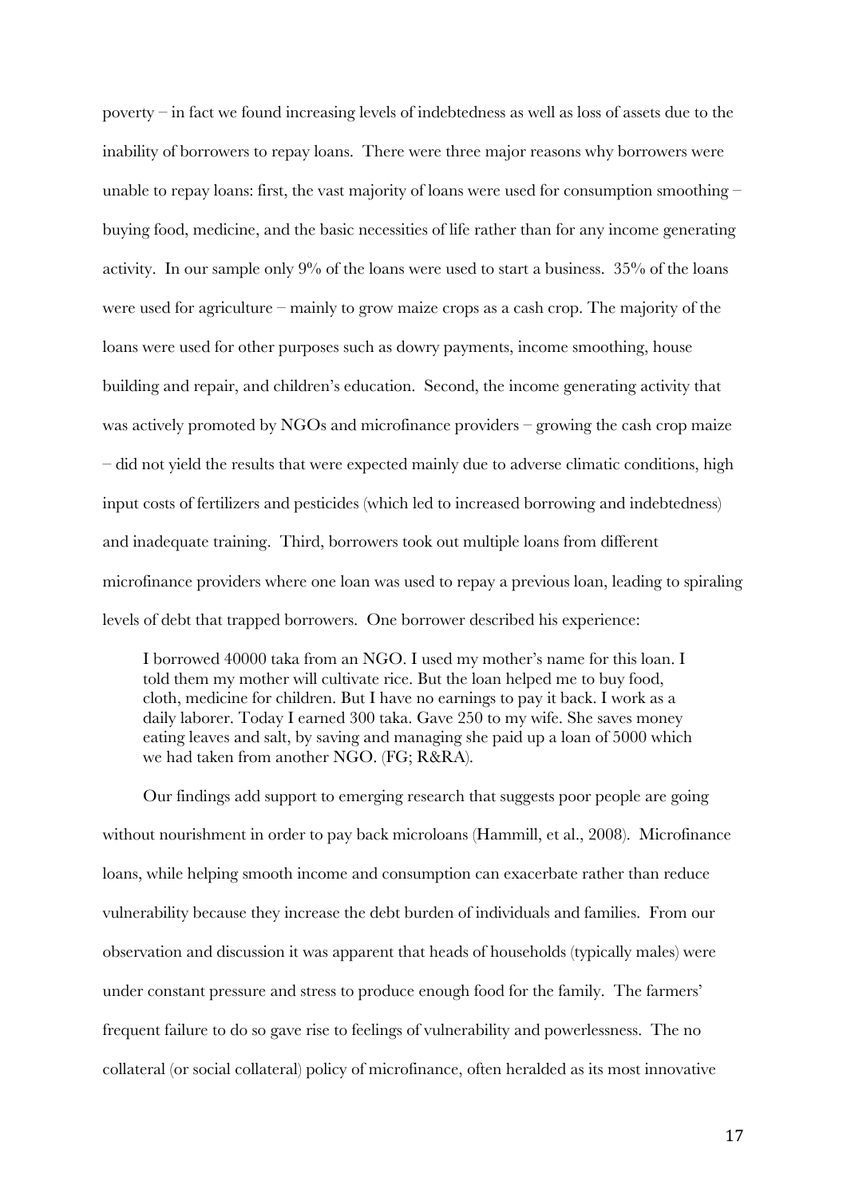poverty – in fact we found increasing levels of indebtedness as well as loss of assets due to the inability of borrowers to repay loans. There were three major reasons why borrowers were unable to repay loans: first, the vast majority of loans were used for consumption smoothing – buying food, medicine, and the basic necessities of life rather than for any income generating activity. In our sample only 9% of the loans were used to start a business. 35% of the loans were used for agriculture – mainly to grow maize crops as a cash crop. The majority of the loans were used for other purposes such as dowry payments, income smoothing, house building and repair, and children's education. Second, the income generating activity that was actively promoted by NGOs and microfinance providers – growing the cash crop maize – did not yield the results that were expected mainly due to adverse climatic conditions, high input costs of fertilizers and pesticides (which led to increased borrowing and indebtedness) and inadequate training. Third, borrowers took out multiple loans from different microfinance providers where one loan was used to repay a previous loan, leading to spiraling levels of debt that trapped borrowers. One borrower described his experience:

> I borrowed 40000 taka from an NGO. I used my mother's name for this loan. I told them my mother will cultivate rice. But the loan helped me to buy food, cloth, medicine for children. But I have no earnings to pay it back. I work as a daily laborer. Today I earned 300 taka. Gave 250 to my wife. She saves money eating leaves and salt, by saving and managing she paid up a loan of 5000 which we had taken from another NGO. (FG; R&RA).

Our findings add support to emerging research that suggests poor people are going without nourishment in order to pay back microloans (Hammill, et al., 2008). Microfinance loans, while helping smooth income and consumption can exacerbate rather than reduce vulnerability because they increase the debt burden of individuals and families. From our observation and discussion it was apparent that heads of households (typically males) were under constant pressure and stress to produce enough food for the family. The farmers' frequent failure to do so gave rise to feelings of vulnerability and powerlessness. The no collateral (or social collateral) policy of microfinance, often heralded as its most innovative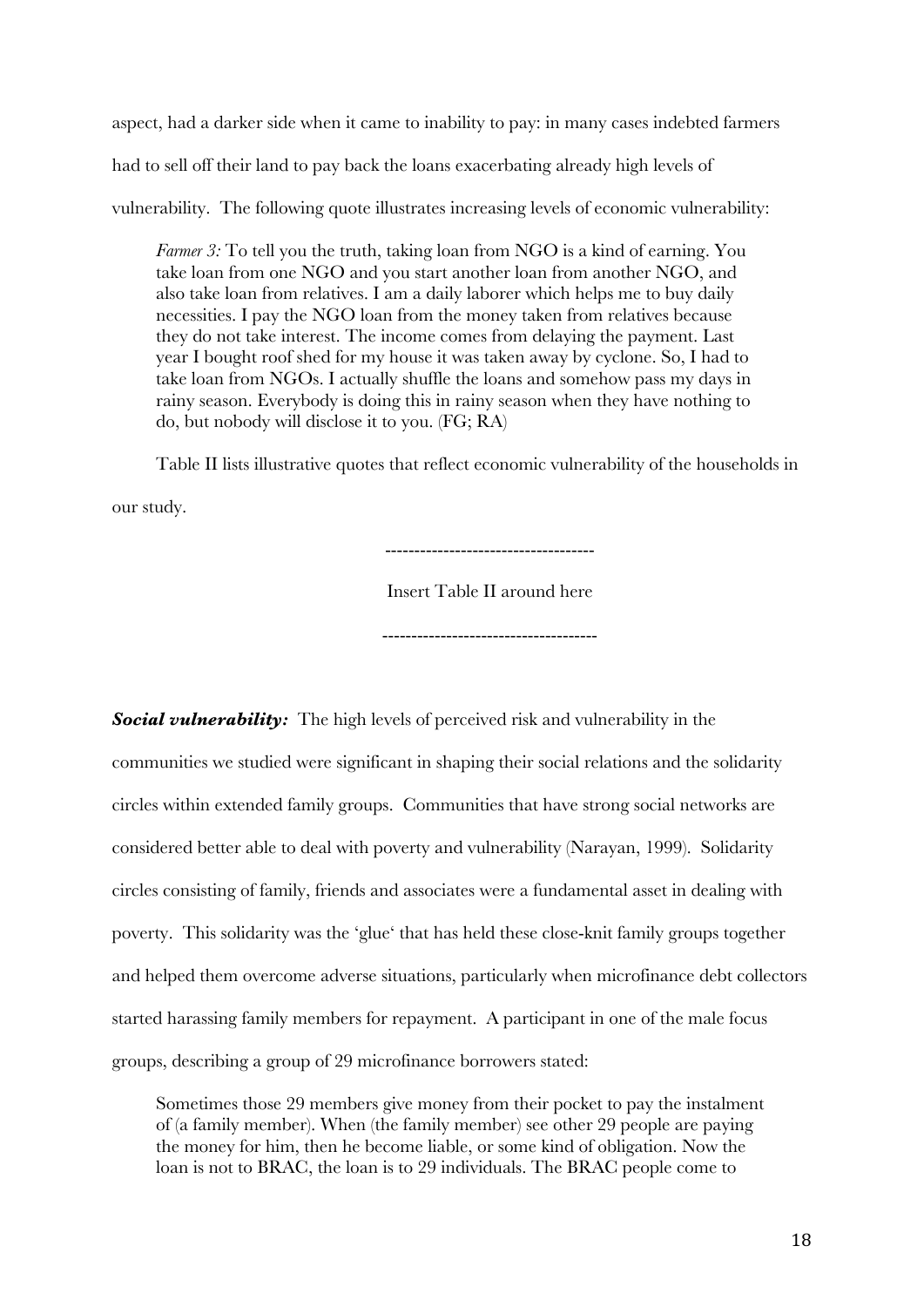aspect, had a darker side when it came to inability to pay: in many cases indebted farmers had to sell off their land to pay back the loans exacerbating already high levels of vulnerability. The following quote illustrates increasing levels of economic vulnerability:

> *Farmer 3:* To tell you the truth, taking loan from NGO is a kind of earning. You take loan from one NGO and you start another loan from another NGO, and also take loan from relatives. I am a daily laborer which helps me to buy daily necessities. I pay the NGO loan from the money taken from relatives because they do not take interest. The income comes from delaying the payment. Last year I bought roof shed for my house it was taken away by cyclone. So, I had to take loan from NGOs. I actually shuffle the loans and somehow pass my days in rainy season. Everybody is doing this in rainy season when they have nothing to do, but nobody will disclose it to you. (FG; RA)

Table II lists illustrative quotes that reflect economic vulnerability of the households in our study.

------------------------------------

Insert Table II around here

-------------------------------------

***Social vulnerability:*** The high levels of perceived risk and vulnerability in the communities we studied were significant in shaping their social relations and the solidarity circles within extended family groups. Communities that have strong social networks are considered better able to deal with poverty and vulnerability (Narayan, 1999). Solidarity circles consisting of family, friends and associates were a fundamental asset in dealing with poverty. This solidarity was the 'glue' that has held these close-knit family groups together and helped them overcome adverse situations, particularly when microfinance debt collectors started harassing family members for repayment. A participant in one of the male focus groups, describing a group of 29 microfinance borrowers stated:

> Sometimes those 29 members give money from their pocket to pay the instalment of (a family member). When (the family member) see other 29 people are paying the money for him, then he become liable, or some kind of obligation. Now the loan is not to BRAC, the loan is to 29 individuals. The BRAC people come to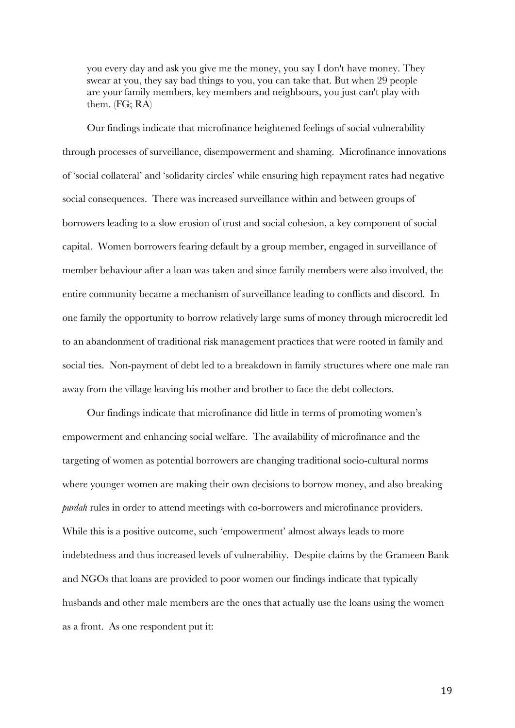> you every day and ask you give me the money, you say I don't have money. They swear at you, they say bad things to you, you can take that. But when 29 people are your family members, key members and neighbours, you just can't play with them. (FG; RA)

Our findings indicate that microfinance heightened feelings of social vulnerability through processes of surveillance, disempowerment and shaming. Microfinance innovations of 'social collateral' and 'solidarity circles' while ensuring high repayment rates had negative social consequences. There was increased surveillance within and between groups of borrowers leading to a slow erosion of trust and social cohesion, a key component of social capital. Women borrowers fearing default by a group member, engaged in surveillance of member behaviour after a loan was taken and since family members were also involved, the entire community became a mechanism of surveillance leading to conflicts and discord. In one family the opportunity to borrow relatively large sums of money through microcredit led to an abandonment of traditional risk management practices that were rooted in family and social ties. Non-payment of debt led to a breakdown in family structures where one male ran away from the village leaving his mother and brother to face the debt collectors.

Our findings indicate that microfinance did little in terms of promoting women's empowerment and enhancing social welfare. The availability of microfinance and the targeting of women as potential borrowers are changing traditional socio-cultural norms where younger women are making their own decisions to borrow money, and also breaking *purdah* rules in order to attend meetings with co-borrowers and microfinance providers. While this is a positive outcome, such 'empowerment' almost always leads to more indebtedness and thus increased levels of vulnerability. Despite claims by the Grameen Bank and NGOs that loans are provided to poor women our findings indicate that typically husbands and other male members are the ones that actually use the loans using the women as a front. As one respondent put it: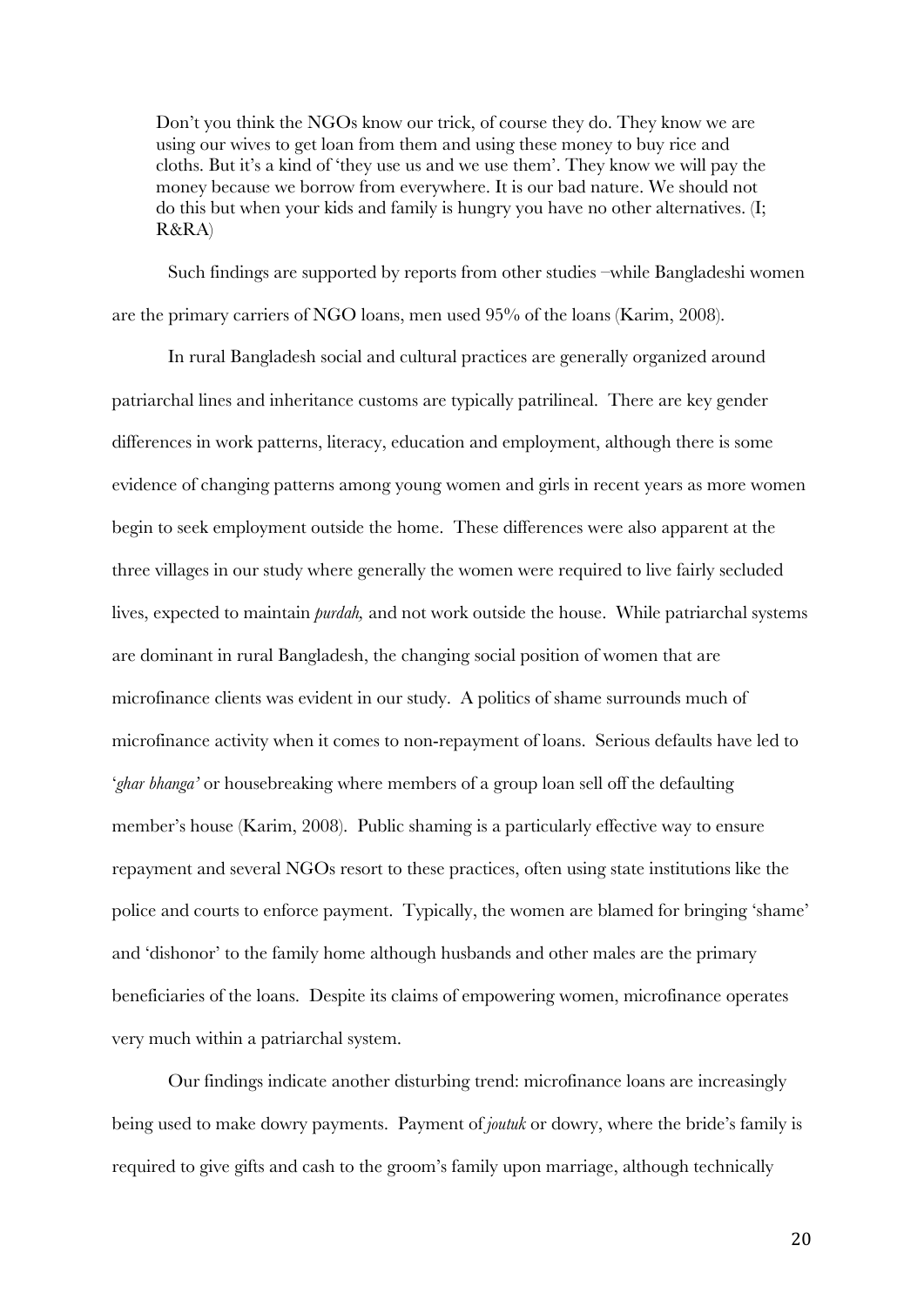> Don't you think the NGOs know our trick, of course they do. They know we are using our wives to get loan from them and using these money to buy rice and cloths. But it's a kind of 'they use us and we use them'. They know we will pay the money because we borrow from everywhere. It is our bad nature. We should not do this but when your kids and family is hungry you have no other alternatives. (I; R&RA)

Such findings are supported by reports from other studies –while Bangladeshi women are the primary carriers of NGO loans, men used 95% of the loans (Karim, 2008).

In rural Bangladesh social and cultural practices are generally organized around patriarchal lines and inheritance customs are typically patrilineal. There are key gender differences in work patterns, literacy, education and employment, although there is some evidence of changing patterns among young women and girls in recent years as more women begin to seek employment outside the home. These differences were also apparent at the three villages in our study where generally the women were required to live fairly secluded lives, expected to maintain *purdah,* and not work outside the house. While patriarchal systems are dominant in rural Bangladesh, the changing social position of women that are microfinance clients was evident in our study. A politics of shame surrounds much of microfinance activity when it comes to non-repayment of loans. Serious defaults have led to '*ghar bhanga'* or housebreaking where members of a group loan sell off the defaulting member's house (Karim, 2008). Public shaming is a particularly effective way to ensure repayment and several NGOs resort to these practices, often using state institutions like the police and courts to enforce payment. Typically, the women are blamed for bringing 'shame' and 'dishonor' to the family home although husbands and other males are the primary beneficiaries of the loans. Despite its claims of empowering women, microfinance operates very much within a patriarchal system.

Our findings indicate another disturbing trend: microfinance loans are increasingly being used to make dowry payments. Payment of *joutuk* or dowry, where the bride's family is required to give gifts and cash to the groom's family upon marriage, although technically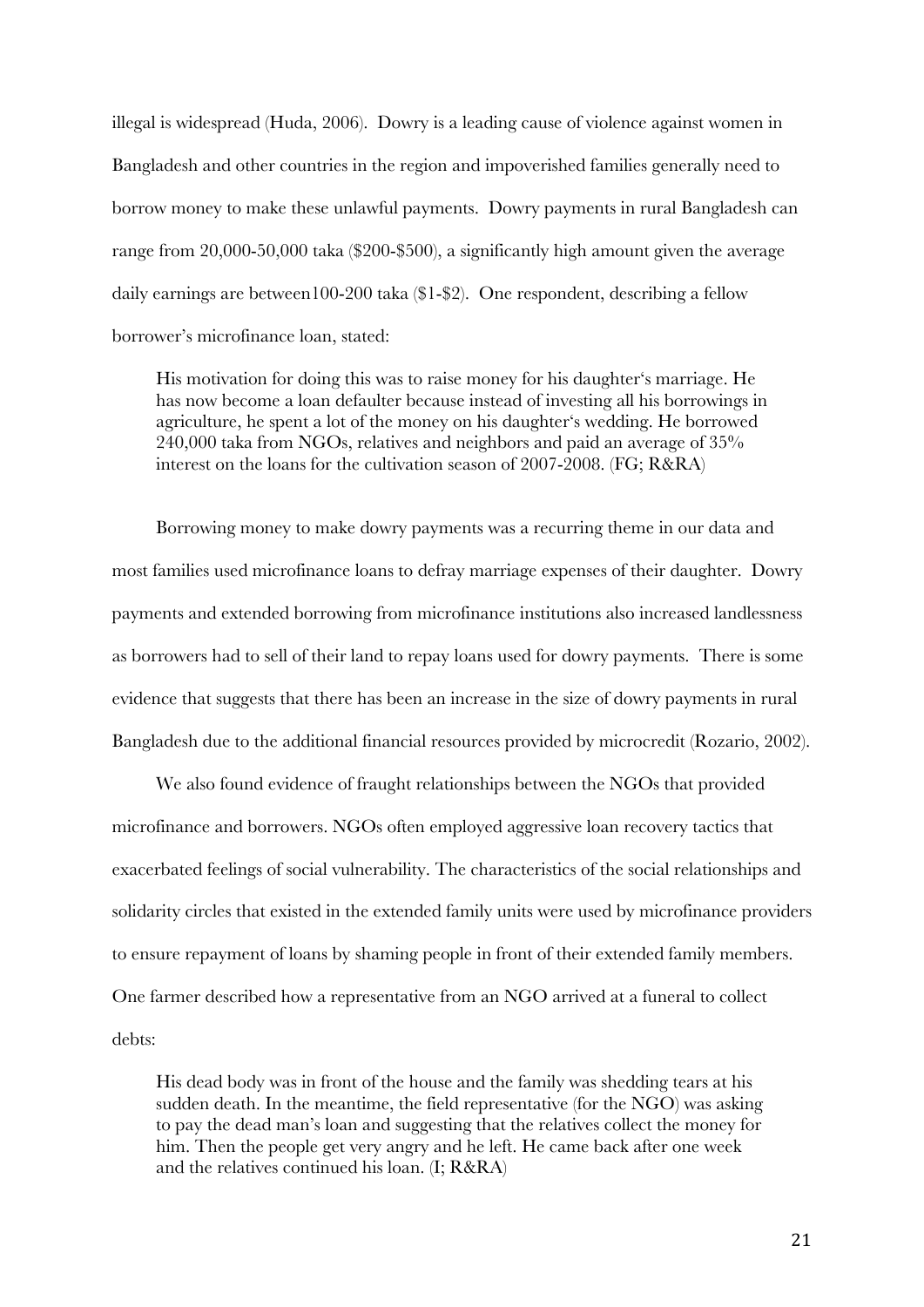illegal is widespread (Huda, 2006). Dowry is a leading cause of violence against women in Bangladesh and other countries in the region and impoverished families generally need to borrow money to make these unlawful payments. Dowry payments in rural Bangladesh can range from 20,000-50,000 taka ($200-$500), a significantly high amount given the average daily earnings are between100-200 taka ($1-$2). One respondent, describing a fellow borrower's microfinance loan, stated:

> His motivation for doing this was to raise money for his daughter's marriage. He has now become a loan defaulter because instead of investing all his borrowings in agriculture, he spent a lot of the money on his daughter's wedding. He borrowed 240,000 taka from NGOs, relatives and neighbors and paid an average of 35% interest on the loans for the cultivation season of 2007-2008. (FG; R&RA)

Borrowing money to make dowry payments was a recurring theme in our data and most families used microfinance loans to defray marriage expenses of their daughter. Dowry payments and extended borrowing from microfinance institutions also increased landlessness as borrowers had to sell of their land to repay loans used for dowry payments. There is some evidence that suggests that there has been an increase in the size of dowry payments in rural Bangladesh due to the additional financial resources provided by microcredit (Rozario, 2002).

We also found evidence of fraught relationships between the NGOs that provided microfinance and borrowers. NGOs often employed aggressive loan recovery tactics that exacerbated feelings of social vulnerability. The characteristics of the social relationships and solidarity circles that existed in the extended family units were used by microfinance providers to ensure repayment of loans by shaming people in front of their extended family members. One farmer described how a representative from an NGO arrived at a funeral to collect debts:

> His dead body was in front of the house and the family was shedding tears at his sudden death. In the meantime, the field representative (for the NGO) was asking to pay the dead man's loan and suggesting that the relatives collect the money for him. Then the people get very angry and he left. He came back after one week and the relatives continued his loan. (I; R&RA)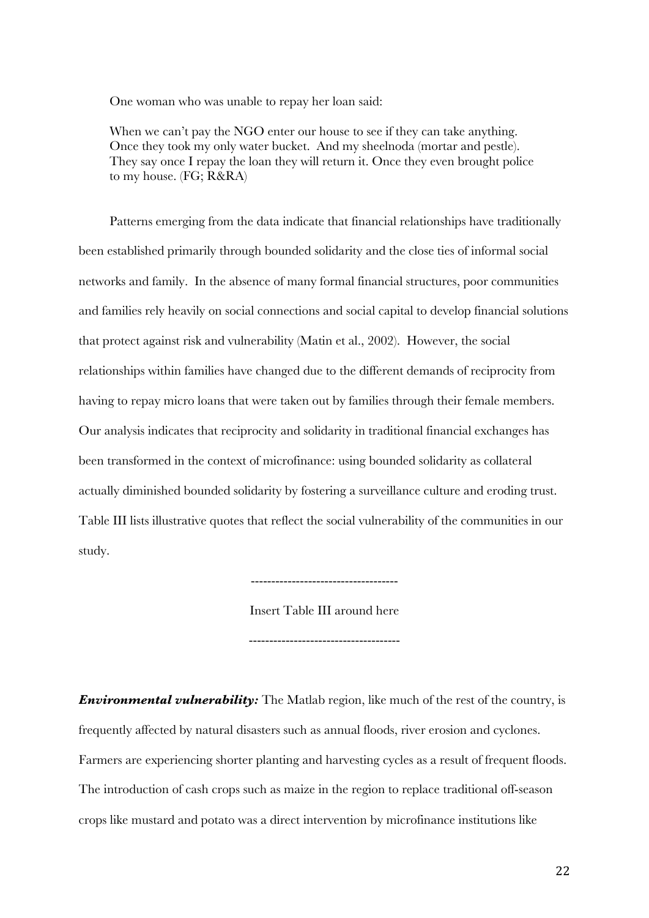One woman who was unable to repay her loan said:

> When we can't pay the NGO enter our house to see if they can take anything. Once they took my only water bucket. And my sheelnoda (mortar and pestle). They say once I repay the loan they will return it. Once they even brought police to my house. (FG; R&RA)

Patterns emerging from the data indicate that financial relationships have traditionally been established primarily through bounded solidarity and the close ties of informal social networks and family. In the absence of many formal financial structures, poor communities and families rely heavily on social connections and social capital to develop financial solutions that protect against risk and vulnerability (Matin et al., 2002). However, the social relationships within families have changed due to the different demands of reciprocity from having to repay micro loans that were taken out by families through their female members. Our analysis indicates that reciprocity and solidarity in traditional financial exchanges has been transformed in the context of microfinance: using bounded solidarity as collateral actually diminished bounded solidarity by fostering a surveillance culture and eroding trust. Table III lists illustrative quotes that reflect the social vulnerability of the communities in our study.

-----------------------------------

Insert Table III around here

-----------------------------------

***Environmental vulnerability:*** The Matlab region, like much of the rest of the country, is frequently affected by natural disasters such as annual floods, river erosion and cyclones. Farmers are experiencing shorter planting and harvesting cycles as a result of frequent floods. The introduction of cash crops such as maize in the region to replace traditional off-season crops like mustard and potato was a direct intervention by microfinance institutions like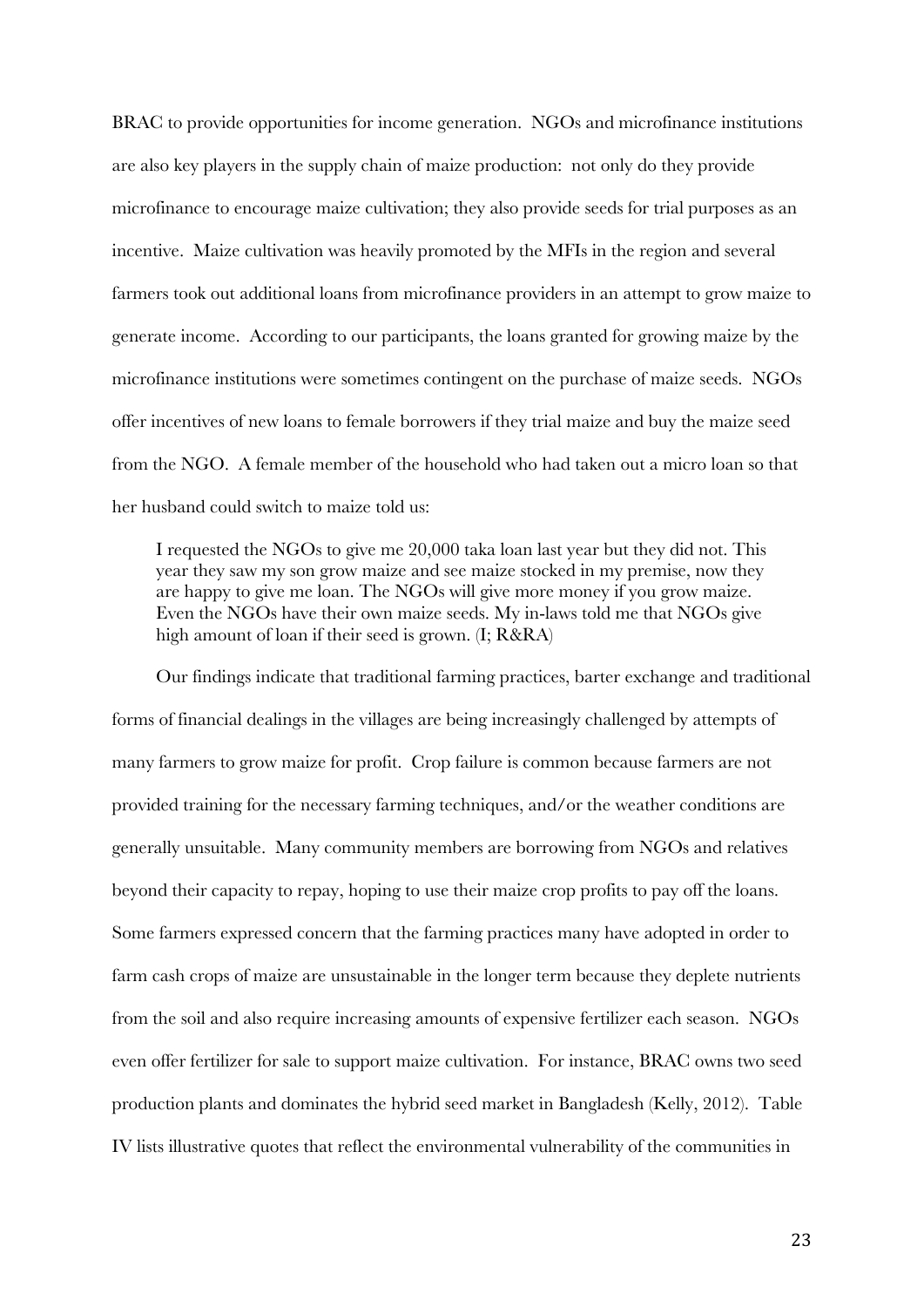BRAC to provide opportunities for income generation. NGOs and microfinance institutions are also key players in the supply chain of maize production: not only do they provide microfinance to encourage maize cultivation; they also provide seeds for trial purposes as an incentive. Maize cultivation was heavily promoted by the MFIs in the region and several farmers took out additional loans from microfinance providers in an attempt to grow maize to generate income. According to our participants, the loans granted for growing maize by the microfinance institutions were sometimes contingent on the purchase of maize seeds. NGOs offer incentives of new loans to female borrowers if they trial maize and buy the maize seed from the NGO. A female member of the household who had taken out a micro loan so that her husband could switch to maize told us:

> I requested the NGOs to give me 20,000 taka loan last year but they did not. This year they saw my son grow maize and see maize stocked in my premise, now they are happy to give me loan. The NGOs will give more money if you grow maize. Even the NGOs have their own maize seeds. My in-laws told me that NGOs give high amount of loan if their seed is grown. (I; R&RA)

Our findings indicate that traditional farming practices, barter exchange and traditional forms of financial dealings in the villages are being increasingly challenged by attempts of many farmers to grow maize for profit. Crop failure is common because farmers are not provided training for the necessary farming techniques, and/or the weather conditions are generally unsuitable. Many community members are borrowing from NGOs and relatives beyond their capacity to repay, hoping to use their maize crop profits to pay off the loans. Some farmers expressed concern that the farming practices many have adopted in order to farm cash crops of maize are unsustainable in the longer term because they deplete nutrients from the soil and also require increasing amounts of expensive fertilizer each season. NGOs even offer fertilizer for sale to support maize cultivation. For instance, BRAC owns two seed production plants and dominates the hybrid seed market in Bangladesh (Kelly, 2012). Table IV lists illustrative quotes that reflect the environmental vulnerability of the communities in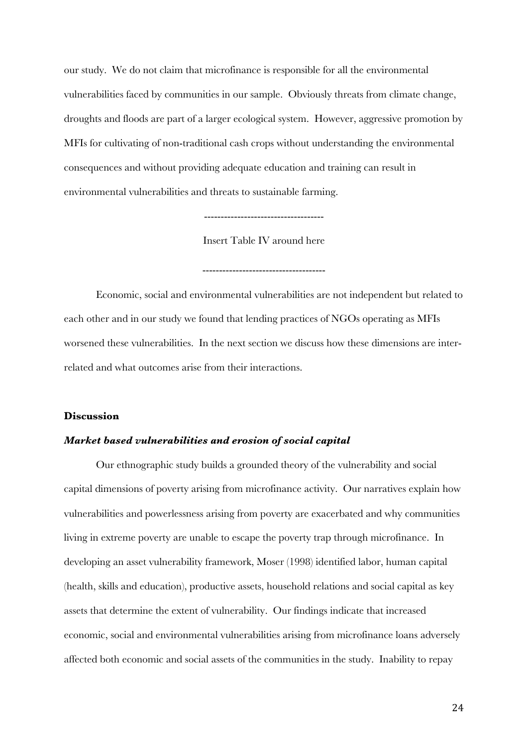our study. We do not claim that microfinance is responsible for all the environmental vulnerabilities faced by communities in our sample. Obviously threats from climate change, droughts and floods are part of a larger ecological system. However, aggressive promotion by MFIs for cultivating of non-traditional cash crops without understanding the environmental consequences and without providing adequate education and training can result in environmental vulnerabilities and threats to sustainable farming.

------------------------------------

Insert Table IV around here

-------------------------------------

Economic, social and environmental vulnerabilities are not independent but related to each other and in our study we found that lending practices of NGOs operating as MFIs worsened these vulnerabilities. In the next section we discuss how these dimensions are inter-related and what outcomes arise from their interactions.

## Discussion

### *Market based vulnerabilities and erosion of social capital*

Our ethnographic study builds a grounded theory of the vulnerability and social capital dimensions of poverty arising from microfinance activity. Our narratives explain how vulnerabilities and powerlessness arising from poverty are exacerbated and why communities living in extreme poverty are unable to escape the poverty trap through microfinance. In developing an asset vulnerability framework, Moser (1998) identified labor, human capital (health, skills and education), productive assets, household relations and social capital as key assets that determine the extent of vulnerability. Our findings indicate that increased economic, social and environmental vulnerabilities arising from microfinance loans adversely affected both economic and social assets of the communities in the study. Inability to repay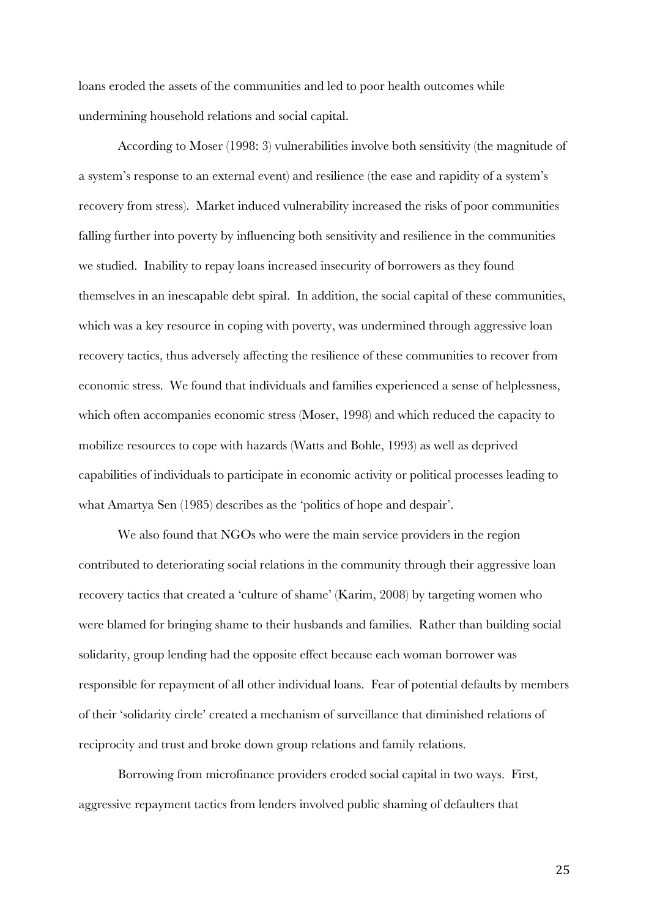loans eroded the assets of the communities and led to poor health outcomes while undermining household relations and social capital.

According to Moser (1998: 3) vulnerabilities involve both sensitivity (the magnitude of a system's response to an external event) and resilience (the ease and rapidity of a system's recovery from stress). Market induced vulnerability increased the risks of poor communities falling further into poverty by influencing both sensitivity and resilience in the communities we studied. Inability to repay loans increased insecurity of borrowers as they found themselves in an inescapable debt spiral. In addition, the social capital of these communities, which was a key resource in coping with poverty, was undermined through aggressive loan recovery tactics, thus adversely affecting the resilience of these communities to recover from economic stress. We found that individuals and families experienced a sense of helplessness, which often accompanies economic stress (Moser, 1998) and which reduced the capacity to mobilize resources to cope with hazards (Watts and Bohle, 1993) as well as deprived capabilities of individuals to participate in economic activity or political processes leading to what Amartya Sen (1985) describes as the 'politics of hope and despair'.

We also found that NGOs who were the main service providers in the region contributed to deteriorating social relations in the community through their aggressive loan recovery tactics that created a 'culture of shame' (Karim, 2008) by targeting women who were blamed for bringing shame to their husbands and families. Rather than building social solidarity, group lending had the opposite effect because each woman borrower was responsible for repayment of all other individual loans. Fear of potential defaults by members of their 'solidarity circle' created a mechanism of surveillance that diminished relations of reciprocity and trust and broke down group relations and family relations.

Borrowing from microfinance providers eroded social capital in two ways. First, aggressive repayment tactics from lenders involved public shaming of defaulters that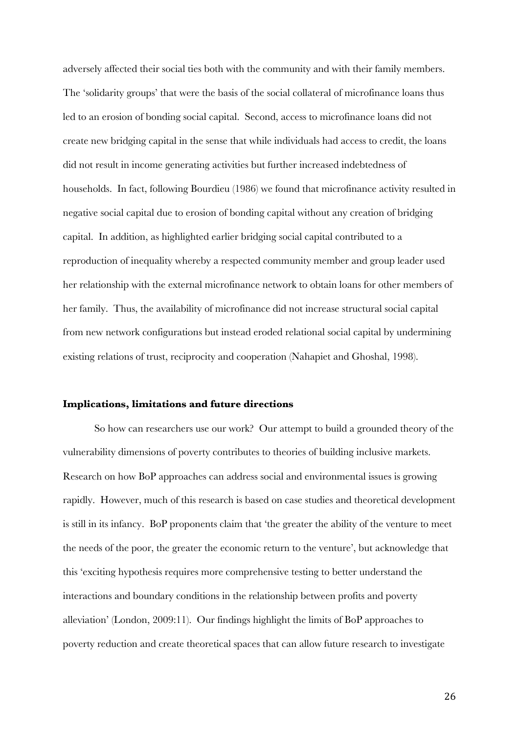adversely affected their social ties both with the community and with their family members. The 'solidarity groups' that were the basis of the social collateral of microfinance loans thus led to an erosion of bonding social capital. Second, access to microfinance loans did not create new bridging capital in the sense that while individuals had access to credit, the loans did not result in income generating activities but further increased indebtedness of households. In fact, following Bourdieu (1986) we found that microfinance activity resulted in negative social capital due to erosion of bonding capital without any creation of bridging capital. In addition, as highlighted earlier bridging social capital contributed to a reproduction of inequality whereby a respected community member and group leader used her relationship with the external microfinance network to obtain loans for other members of her family. Thus, the availability of microfinance did not increase structural social capital from new network configurations but instead eroded relational social capital by undermining existing relations of trust, reciprocity and cooperation (Nahapiet and Ghoshal, 1998).

**Implications, limitations and future directions**

So how can researchers use our work? Our attempt to build a grounded theory of the vulnerability dimensions of poverty contributes to theories of building inclusive markets. Research on how BoP approaches can address social and environmental issues is growing rapidly. However, much of this research is based on case studies and theoretical development is still in its infancy. BoP proponents claim that 'the greater the ability of the venture to meet the needs of the poor, the greater the economic return to the venture', but acknowledge that this 'exciting hypothesis requires more comprehensive testing to better understand the interactions and boundary conditions in the relationship between profits and poverty alleviation' (London, 2009:11). Our findings highlight the limits of BoP approaches to poverty reduction and create theoretical spaces that can allow future research to investigate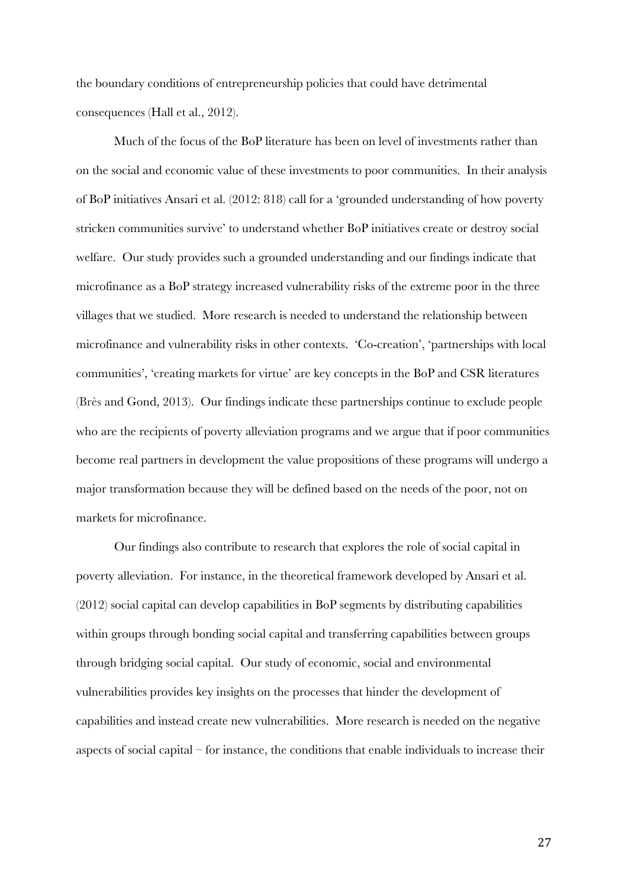the boundary conditions of entrepreneurship policies that could have detrimental consequences (Hall et al., 2012).

Much of the focus of the BoP literature has been on level of investments rather than on the social and economic value of these investments to poor communities. In their analysis of BoP initiatives Ansari et al. (2012: 818) call for a 'grounded understanding of how poverty stricken communities survive' to understand whether BoP initiatives create or destroy social welfare. Our study provides such a grounded understanding and our findings indicate that microfinance as a BoP strategy increased vulnerability risks of the extreme poor in the three villages that we studied. More research is needed to understand the relationship between microfinance and vulnerability risks in other contexts. 'Co-creation', 'partnerships with local communities', 'creating markets for virtue' are key concepts in the BoP and CSR literatures (Brès and Gond, 2013). Our findings indicate these partnerships continue to exclude people who are the recipients of poverty alleviation programs and we argue that if poor communities become real partners in development the value propositions of these programs will undergo a major transformation because they will be defined based on the needs of the poor, not on markets for microfinance.

Our findings also contribute to research that explores the role of social capital in poverty alleviation. For instance, in the theoretical framework developed by Ansari et al. (2012) social capital can develop capabilities in BoP segments by distributing capabilities within groups through bonding social capital and transferring capabilities between groups through bridging social capital. Our study of economic, social and environmental vulnerabilities provides key insights on the processes that hinder the development of capabilities and instead create new vulnerabilities. More research is needed on the negative aspects of social capital – for instance, the conditions that enable individuals to increase their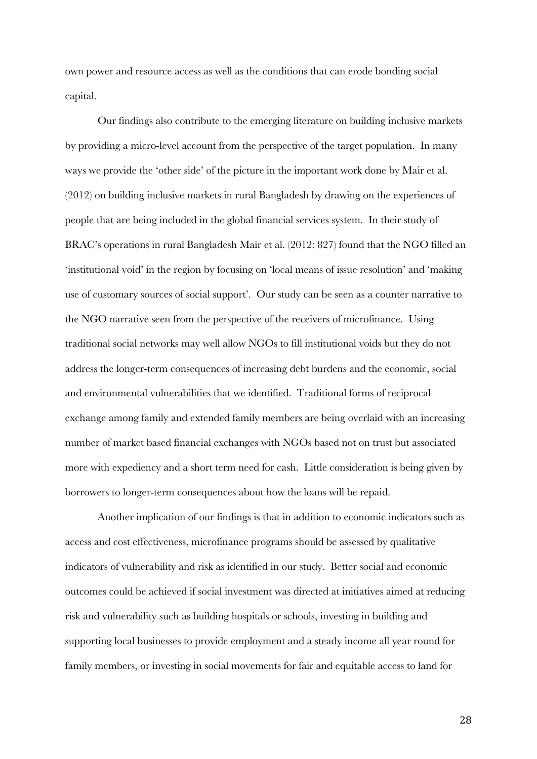own power and resource access as well as the conditions that can erode bonding social capital.

Our findings also contribute to the emerging literature on building inclusive markets by providing a micro-level account from the perspective of the target population. In many ways we provide the 'other side' of the picture in the important work done by Mair et al. (2012) on building inclusive markets in rural Bangladesh by drawing on the experiences of people that are being included in the global financial services system. In their study of BRAC's operations in rural Bangladesh Mair et al. (2012: 827) found that the NGO filled an 'institutional void' in the region by focusing on 'local means of issue resolution' and 'making use of customary sources of social support'. Our study can be seen as a counter narrative to the NGO narrative seen from the perspective of the receivers of microfinance. Using traditional social networks may well allow NGOs to fill institutional voids but they do not address the longer-term consequences of increasing debt burdens and the economic, social and environmental vulnerabilities that we identified. Traditional forms of reciprocal exchange among family and extended family members are being overlaid with an increasing number of market based financial exchanges with NGOs based not on trust but associated more with expediency and a short term need for cash. Little consideration is being given by borrowers to longer-term consequences about how the loans will be repaid.

Another implication of our findings is that in addition to economic indicators such as access and cost effectiveness, microfinance programs should be assessed by qualitative indicators of vulnerability and risk as identified in our study. Better social and economic outcomes could be achieved if social investment was directed at initiatives aimed at reducing risk and vulnerability such as building hospitals or schools, investing in building and supporting local businesses to provide employment and a steady income all year round for family members, or investing in social movements for fair and equitable access to land for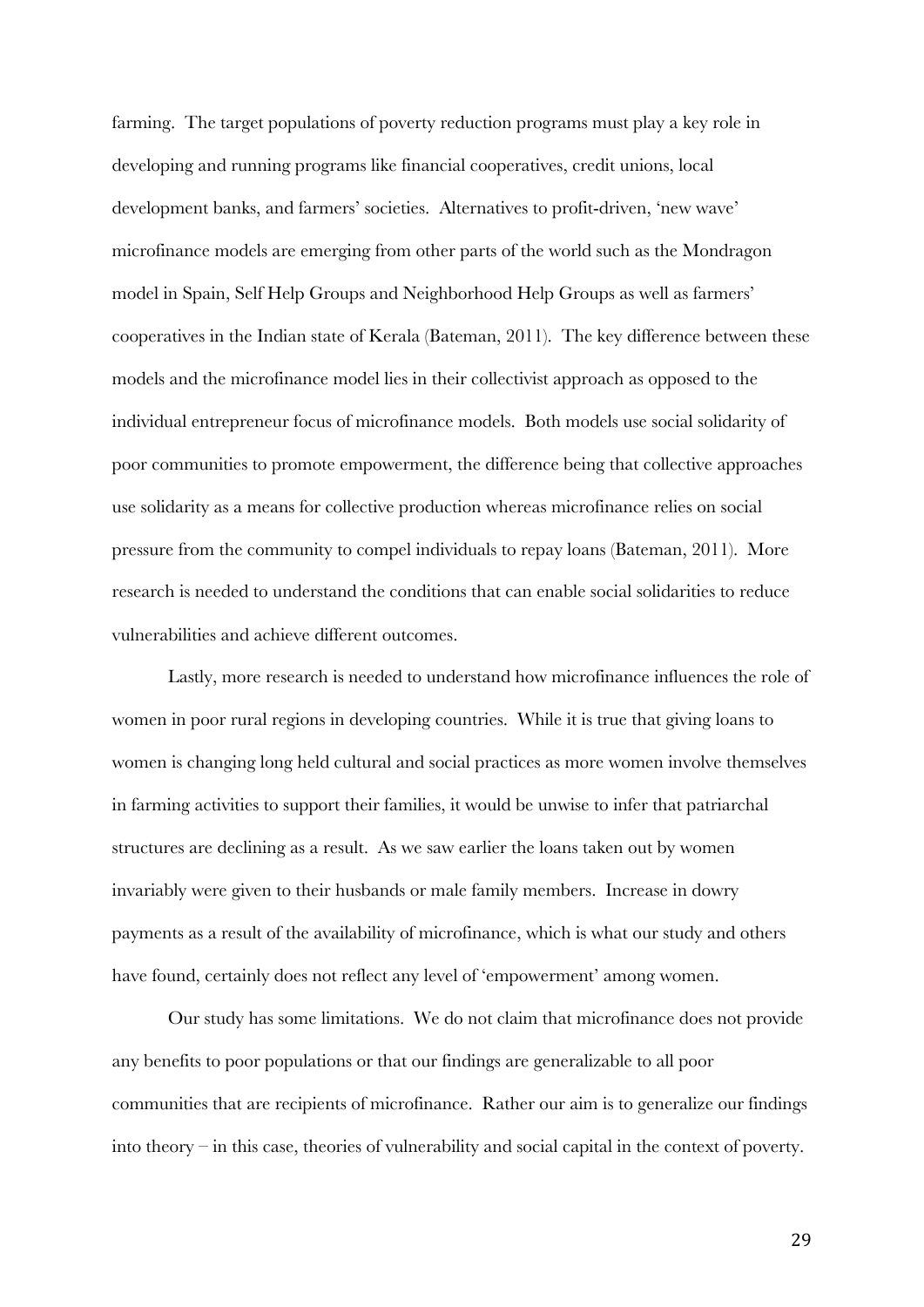farming. The target populations of poverty reduction programs must play a key role in developing and running programs like financial cooperatives, credit unions, local development banks, and farmers' societies. Alternatives to profit-driven, 'new wave' microfinance models are emerging from other parts of the world such as the Mondragon model in Spain, Self Help Groups and Neighborhood Help Groups as well as farmers' cooperatives in the Indian state of Kerala (Bateman, 2011). The key difference between these models and the microfinance model lies in their collectivist approach as opposed to the individual entrepreneur focus of microfinance models. Both models use social solidarity of poor communities to promote empowerment, the difference being that collective approaches use solidarity as a means for collective production whereas microfinance relies on social pressure from the community to compel individuals to repay loans (Bateman, 2011). More research is needed to understand the conditions that can enable social solidarities to reduce vulnerabilities and achieve different outcomes.

Lastly, more research is needed to understand how microfinance influences the role of women in poor rural regions in developing countries. While it is true that giving loans to women is changing long held cultural and social practices as more women involve themselves in farming activities to support their families, it would be unwise to infer that patriarchal structures are declining as a result. As we saw earlier the loans taken out by women invariably were given to their husbands or male family members. Increase in dowry payments as a result of the availability of microfinance, which is what our study and others have found, certainly does not reflect any level of 'empowerment' among women.

Our study has some limitations. We do not claim that microfinance does not provide any benefits to poor populations or that our findings are generalizable to all poor communities that are recipients of microfinance. Rather our aim is to generalize our findings into theory – in this case, theories of vulnerability and social capital in the context of poverty.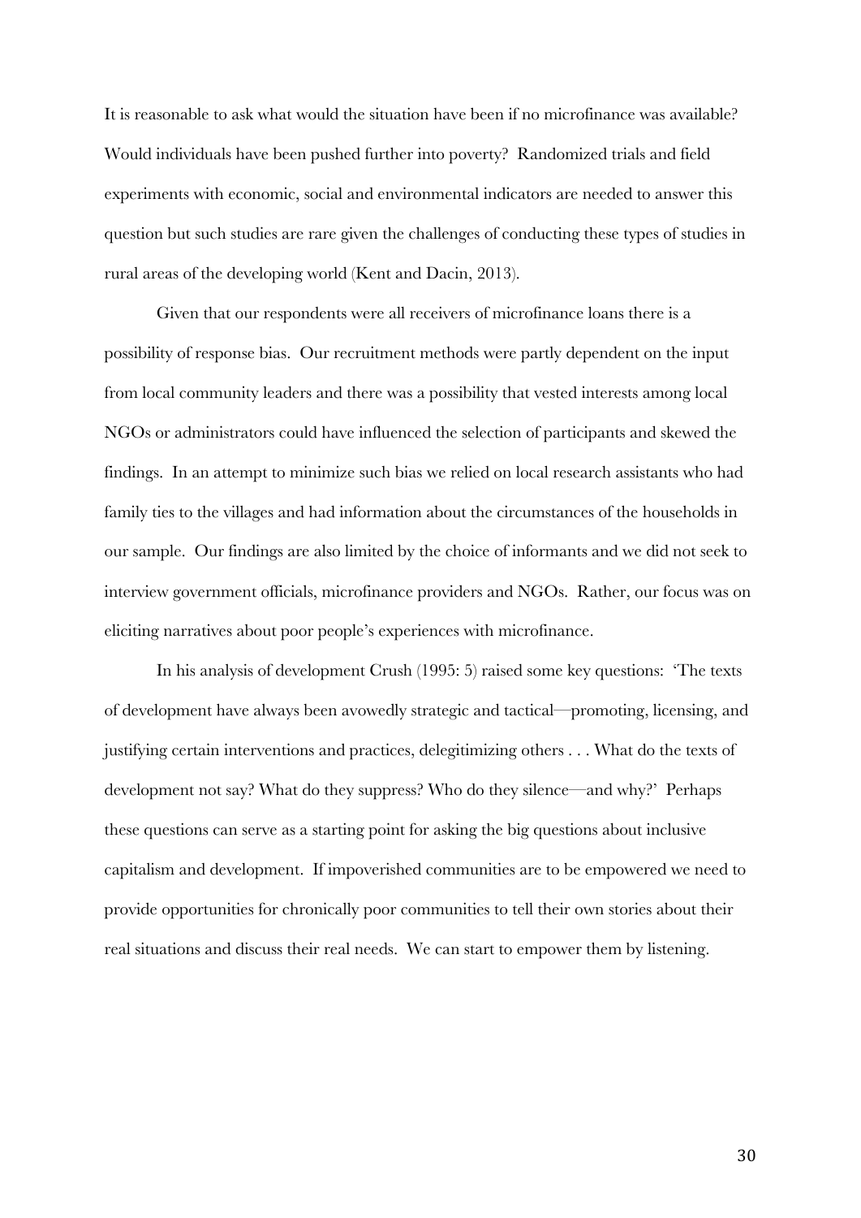It is reasonable to ask what would the situation have been if no microfinance was available? Would individuals have been pushed further into poverty? Randomized trials and field experiments with economic, social and environmental indicators are needed to answer this question but such studies are rare given the challenges of conducting these types of studies in rural areas of the developing world (Kent and Dacin, 2013).

Given that our respondents were all receivers of microfinance loans there is a possibility of response bias. Our recruitment methods were partly dependent on the input from local community leaders and there was a possibility that vested interests among local NGOs or administrators could have influenced the selection of participants and skewed the findings. In an attempt to minimize such bias we relied on local research assistants who had family ties to the villages and had information about the circumstances of the households in our sample. Our findings are also limited by the choice of informants and we did not seek to interview government officials, microfinance providers and NGOs. Rather, our focus was on eliciting narratives about poor people's experiences with microfinance.

In his analysis of development Crush (1995: 5) raised some key questions: 'The texts of development have always been avowedly strategic and tactical—promoting, licensing, and justifying certain interventions and practices, delegitimizing others . . . What do the texts of development not say? What do they suppress? Who do they silence—and why?' Perhaps these questions can serve as a starting point for asking the big questions about inclusive capitalism and development. If impoverished communities are to be empowered we need to provide opportunities for chronically poor communities to tell their own stories about their real situations and discuss their real needs. We can start to empower them by listening.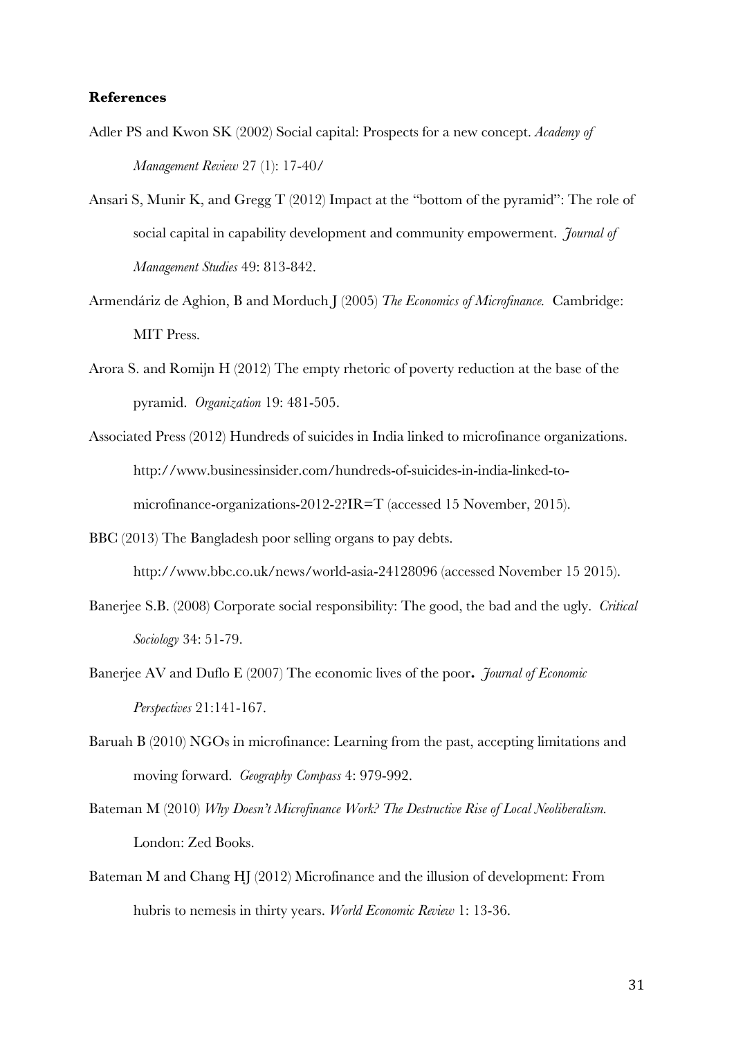**References**

Adler PS and Kwon SK (2002) Social capital: Prospects for a new concept. *Academy of Management Review* 27 (1): 17-40/

Ansari S, Munir K, and Gregg T (2012) Impact at the "bottom of the pyramid": The role of social capital in capability development and community empowerment. *Journal of Management Studies* 49: 813-842.

Armendáriz de Aghion, B and Morduch J (2005) *The Economics of Microfinance.* Cambridge: MIT Press.

Arora S. and Romijn H (2012) The empty rhetoric of poverty reduction at the base of the pyramid. *Organization* 19: 481-505.

Associated Press (2012) Hundreds of suicides in India linked to microfinance organizations. http://www.businessinsider.com/hundreds-of-suicides-in-india-linked-to-microfinance-organizations-2012-2?IR=T (accessed 15 November, 2015).

BBC (2013) The Bangladesh poor selling organs to pay debts. http://www.bbc.co.uk/news/world-asia-24128096 (accessed November 15 2015).

Banerjee S.B. (2008) Corporate social responsibility: The good, the bad and the ugly. *Critical Sociology* 34: 51-79.

Banerjee AV and Duflo E (2007) The economic lives of the poor**.** *Journal of Economic Perspectives* 21:141-167.

Baruah B (2010) NGOs in microfinance: Learning from the past, accepting limitations and moving forward. *Geography Compass* 4: 979-992.

Bateman M (2010) *Why Doesn't Microfinance Work? The Destructive Rise of Local Neoliberalism.* London: Zed Books.

Bateman M and Chang HJ (2012) Microfinance and the illusion of development: From hubris to nemesis in thirty years. *World Economic Review* 1: 13-36.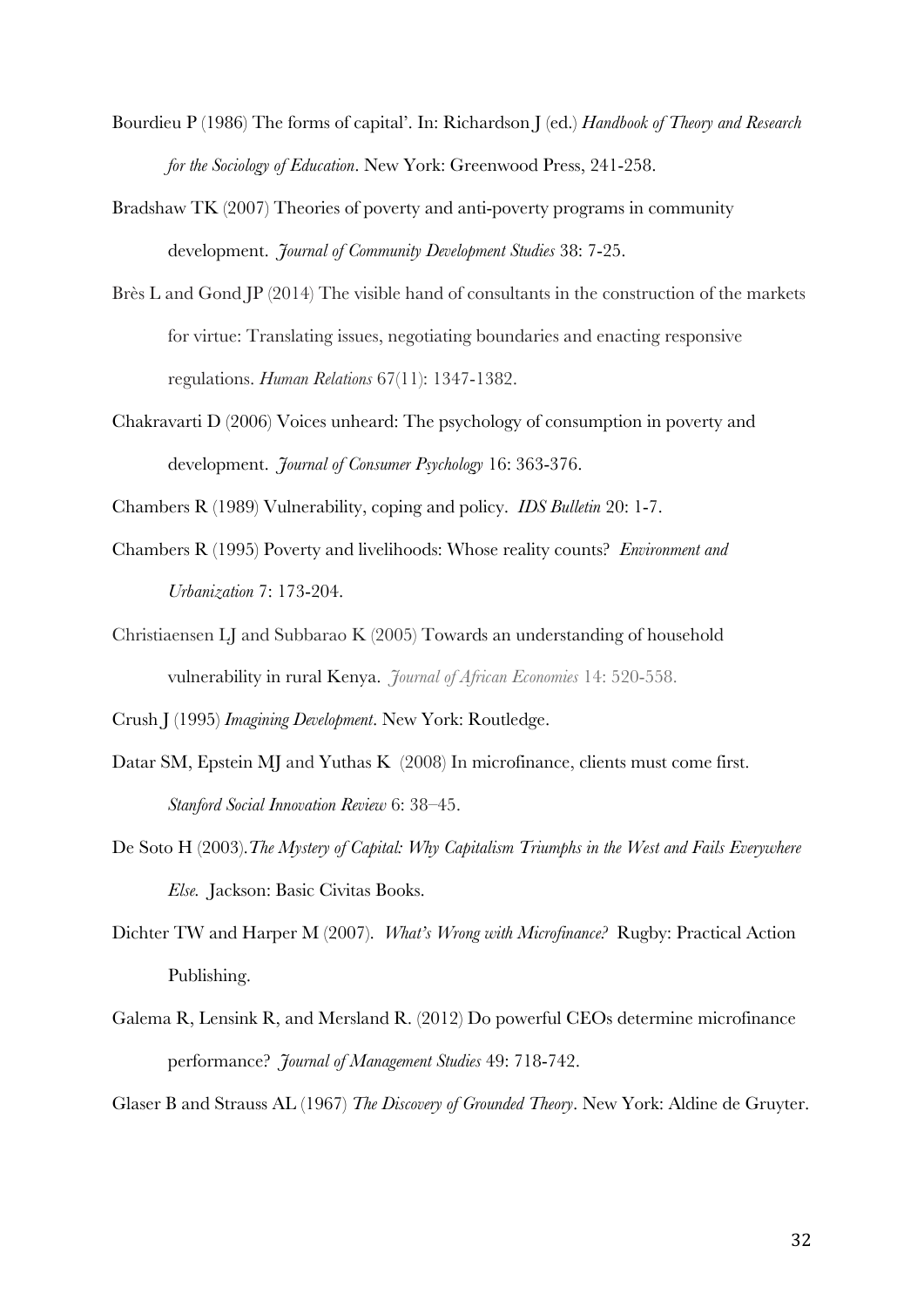Bourdieu P (1986) The forms of capital'. In: Richardson J (ed.) *Handbook of Theory and Research for the Sociology of Education*. New York: Greenwood Press, 241-258.

Bradshaw TK (2007) Theories of poverty and anti-poverty programs in community development. *Journal of Community Development Studies* 38: 7-25.

Brès L and Gond JP (2014) The visible hand of consultants in the construction of the markets for virtue: Translating issues, negotiating boundaries and enacting responsive regulations. *Human Relations* 67(11): 1347-1382.

Chakravarti D (2006) Voices unheard: The psychology of consumption in poverty and development. *Journal of Consumer Psychology* 16: 363-376.

Chambers R (1989) Vulnerability, coping and policy. *IDS Bulletin* 20: 1-7.

Chambers R (1995) Poverty and livelihoods: Whose reality counts? *Environment and Urbanization* 7: 173-204.

Christiaensen LJ and Subbarao K (2005) Towards an understanding of household vulnerability in rural Kenya. *Journal of African Economies* 14: 520-558.

Crush J (1995) *Imagining Development*. New York: Routledge.

Datar SM, Epstein MJ and Yuthas K (2008) In microfinance, clients must come first. *Stanford Social Innovation Review* 6: 38–45.

De Soto H (2003). *The Mystery of Capital: Why Capitalism Triumphs in the West and Fails Everywhere Else.* Jackson: Basic Civitas Books.

Dichter TW and Harper M (2007). *What's Wrong with Microfinance?* Rugby: Practical Action Publishing.

Galema R, Lensink R, and Mersland R. (2012) Do powerful CEOs determine microfinance performance? *Journal of Management Studies* 49: 718-742.

Glaser B and Strauss AL (1967) *The Discovery of Grounded Theory*. New York: Aldine de Gruyter.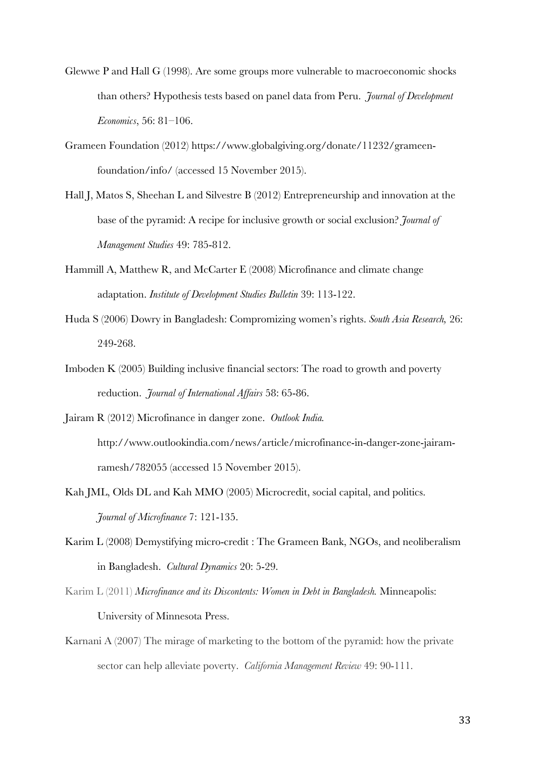Glewwe P and Hall G (1998). Are some groups more vulnerable to macroeconomic shocks than others? Hypothesis tests based on panel data from Peru. *Journal of Development Economics*, 56: 81–106.

Grameen Foundation (2012) https://www.globalgiving.org/donate/11232/grameen-foundation/info/ (accessed 15 November 2015).

Hall J, Matos S, Sheehan L and Silvestre B (2012) Entrepreneurship and innovation at the base of the pyramid: A recipe for inclusive growth or social exclusion? *Journal of Management Studies* 49: 785-812.

Hammill A, Matthew R, and McCarter E (2008) Microfinance and climate change adaptation. *Institute of Development Studies Bulletin* 39: 113-122.

Huda S (2006) Dowry in Bangladesh: Compromizing women's rights. *South Asia Research,* 26: 249-268.

Imboden K (2005) Building inclusive financial sectors: The road to growth and poverty reduction. *Journal of International Affairs* 58: 65-86.

Jairam R (2012) Microfinance in danger zone. *Outlook India.* http://www.outlookindia.com/news/article/microfinance-in-danger-zone-jairam-ramesh/782055 (accessed 15 November 2015).

Kah JML, Olds DL and Kah MMO (2005) Microcredit, social capital, and politics. *Journal of Microfinance* 7: 121-135.

Karim L (2008) Demystifying micro-credit : The Grameen Bank, NGOs, and neoliberalism in Bangladesh. *Cultural Dynamics* 20: 5-29.

Karim L (2011) *Microfinance and its Discontents: Women in Debt in Bangladesh.* Minneapolis: University of Minnesota Press.

Karnani A (2007) The mirage of marketing to the bottom of the pyramid: how the private sector can help alleviate poverty. *California Management Review* 49: 90-111.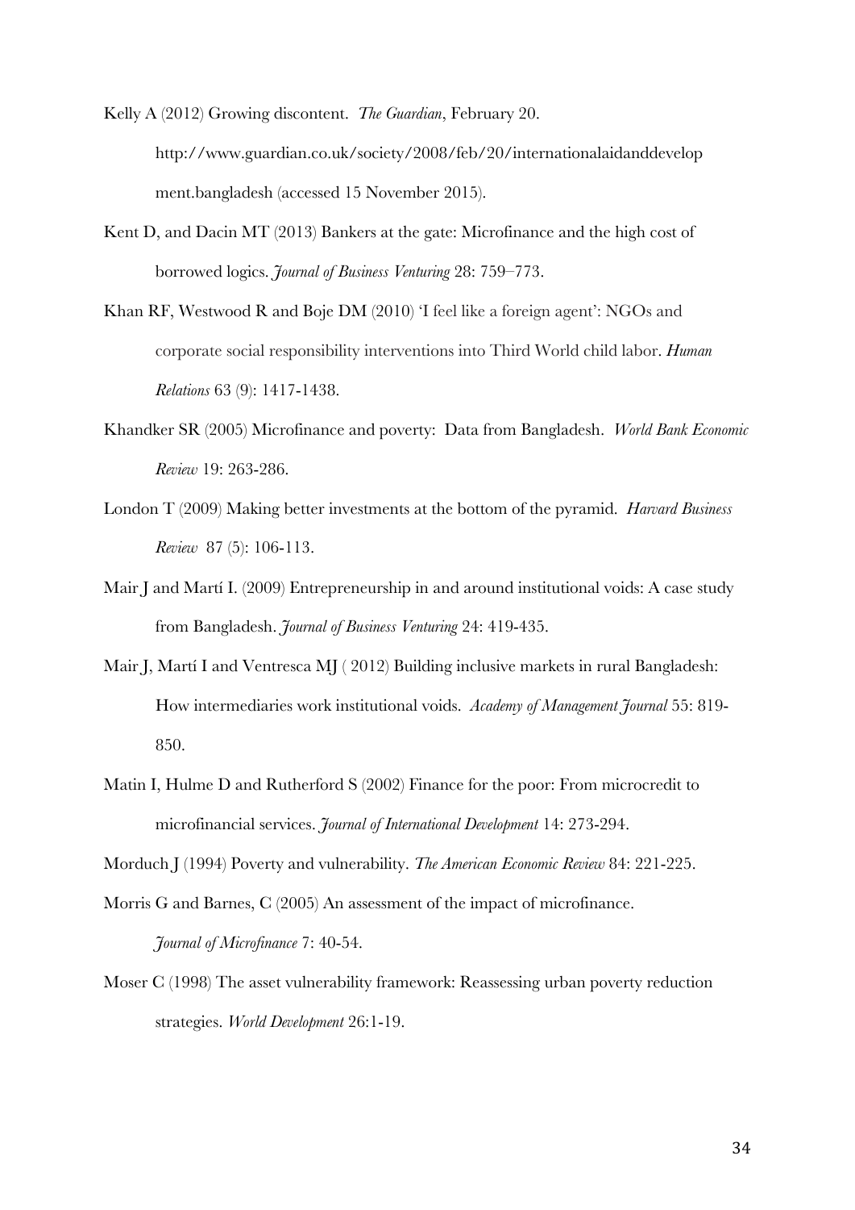Kelly A (2012) Growing discontent. *The Guardian*, February 20. http://www.guardian.co.uk/society/2008/feb/20/internationalaidanddevelopment.bangladesh (accessed 15 November 2015).

Kent D, and Dacin MT (2013) Bankers at the gate: Microfinance and the high cost of borrowed logics. *Journal of Business Venturing* 28: 759–773.

Khan RF, Westwood R and Boje DM (2010) 'I feel like a foreign agent': NGOs and corporate social responsibility interventions into Third World child labor. *Human Relations* 63 (9): 1417-1438.

Khandker SR (2005) Microfinance and poverty: Data from Bangladesh. *World Bank Economic Review* 19: 263-286.

London T (2009) Making better investments at the bottom of the pyramid. *Harvard Business Review* 87 (5): 106-113.

Mair J and Martí I. (2009) Entrepreneurship in and around institutional voids: A case study from Bangladesh. *Journal of Business Venturing* 24: 419-435.

Mair J, Martí I and Ventresca MJ ( 2012) Building inclusive markets in rural Bangladesh: How intermediaries work institutional voids. *Academy of Management Journal* 55: 819-850.

Matin I, Hulme D and Rutherford S (2002) Finance for the poor: From microcredit to microfinancial services. *Journal of International Development* 14: 273-294.

Morduch J (1994) Poverty and vulnerability. *The American Economic Review* 84: 221-225.

Morris G and Barnes, C (2005) An assessment of the impact of microfinance. *Journal of Microfinance* 7: 40-54.

Moser C (1998) The asset vulnerability framework: Reassessing urban poverty reduction strategies. *World Development* 26:1-19.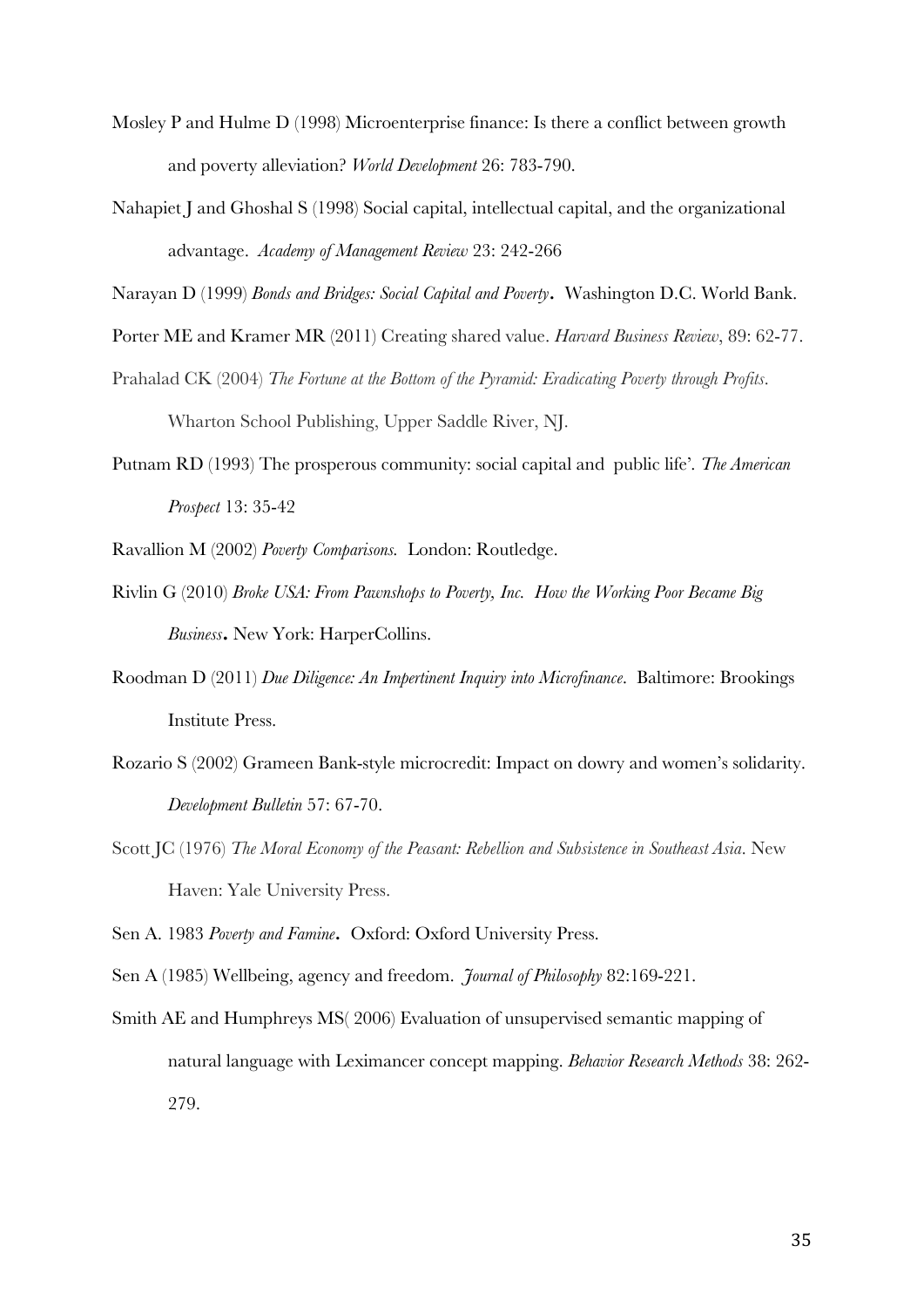Mosley P and Hulme D (1998) Microenterprise finance: Is there a conflict between growth and poverty alleviation? *World Development* 26: 783-790.

Nahapiet J and Ghoshal S (1998) Social capital, intellectual capital, and the organizational advantage. *Academy of Management Review* 23: 242-266

Narayan D (1999) *Bonds and Bridges: Social Capital and Poverty***.** Washington D.C. World Bank.

Porter ME and Kramer MR (2011) Creating shared value. *Harvard Business Review*, 89: 62-77.

Prahalad CK (2004) *The Fortune at the Bottom of the Pyramid: Eradicating Poverty through Profits*. Wharton School Publishing, Upper Saddle River, NJ.

Putnam RD (1993) The prosperous community: social capital and public life'. *The American Prospect* 13: 35-42

Ravallion M (2002) *Poverty Comparisons.* London: Routledge.

Rivlin G (2010) *Broke USA: From Pawnshops to Poverty, Inc. How the Working Poor Became Big Business***.** New York: HarperCollins.

Roodman D (2011) *Due Diligence: An Impertinent Inquiry into Microfinance*. Baltimore: Brookings Institute Press.

Rozario S (2002) Grameen Bank-style microcredit: Impact on dowry and women's solidarity. *Development Bulletin* 57: 67-70.

Scott JC (1976) *The Moral Economy of the Peasant: Rebellion and Subsistence in Southeast Asia*. New Haven: Yale University Press.

Sen A. 1983 *Poverty and Famine***.** Oxford: Oxford University Press.

Sen A (1985) Wellbeing, agency and freedom. *Journal of Philosophy* 82:169-221.

Smith AE and Humphreys MS( 2006) Evaluation of unsupervised semantic mapping of natural language with Leximancer concept mapping. *Behavior Research Methods* 38: 262-279.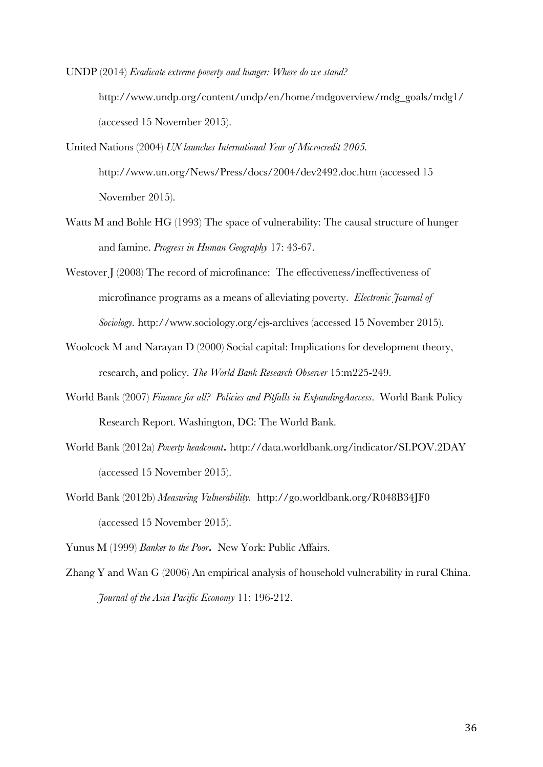UNDP (2014) *Eradicate extreme poverty and hunger: Where do we stand?* http://www.undp.org/content/undp/en/home/mdgoverview/mdg_goals/mdg1/ (accessed 15 November 2015).

United Nations (2004) *UN launches International Year of Microcredit 2005.* http://www.un.org/News/Press/docs/2004/dev2492.doc.htm (accessed 15 November 2015).

Watts M and Bohle HG (1993) The space of vulnerability: The causal structure of hunger and famine. *Progress in Human Geography* 17: 43-67.

Westover J (2008) The record of microfinance: The effectiveness/ineffectiveness of microfinance programs as a means of alleviating poverty. *Electronic Journal of Sociology.* http://www.sociology.org/ejs-archives (accessed 15 November 2015).

Woolcock M and Narayan D (2000) Social capital: Implications for development theory, research, and policy. *The World Bank Research Observer* 15:m225-249.

World Bank (2007) *Finance for all? Policies and Pitfalls in ExpandingAaccess*. World Bank Policy Research Report. Washington, DC: The World Bank.

World Bank (2012a) *Poverty headcount*. http://data.worldbank.org/indicator/SI.POV.2DAY (accessed 15 November 2015).

World Bank (2012b) *Measuring Vulnerability.* http://go.worldbank.org/R048B34JF0 (accessed 15 November 2015).

Yunus M (1999) *Banker to the Poor*. New York: Public Affairs.

Zhang Y and Wan G (2006) An empirical analysis of household vulnerability in rural China. *Journal of the Asia Pacific Economy* 11: 196-212.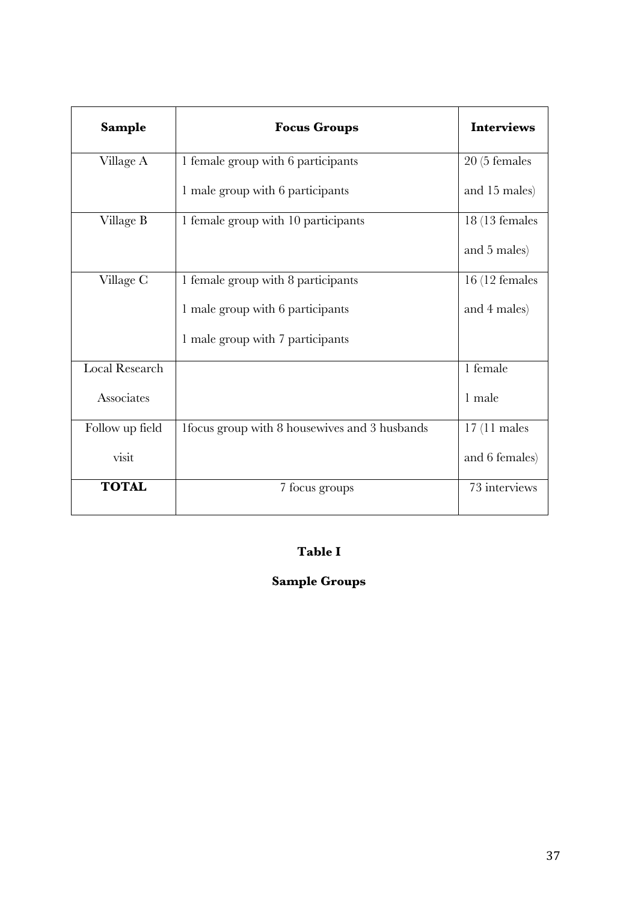| Sample | Focus Groups | Interviews |
| --- | --- | --- |
| Village A | 1 female group with 6 participants<br>1 male group with 6 participants | 20 (5 females and 15 males) |
| Village B | 1 female group with 10 participants | 18 (13 females and 5 males) |
| Village C | 1 female group with 8 participants<br>1 male group with 6 participants<br>1 male group with 7 participants | 16 (12 females and 4 males) |
| Local Research Associates | | 1 female<br>1 male |
| Follow up field visit | 1focus group with 8 housewives and 3 husbands | 17 (11 males and 6 females) |
| **TOTAL** | 7 focus groups | 73 interviews |

**Table I**

**Sample Groups**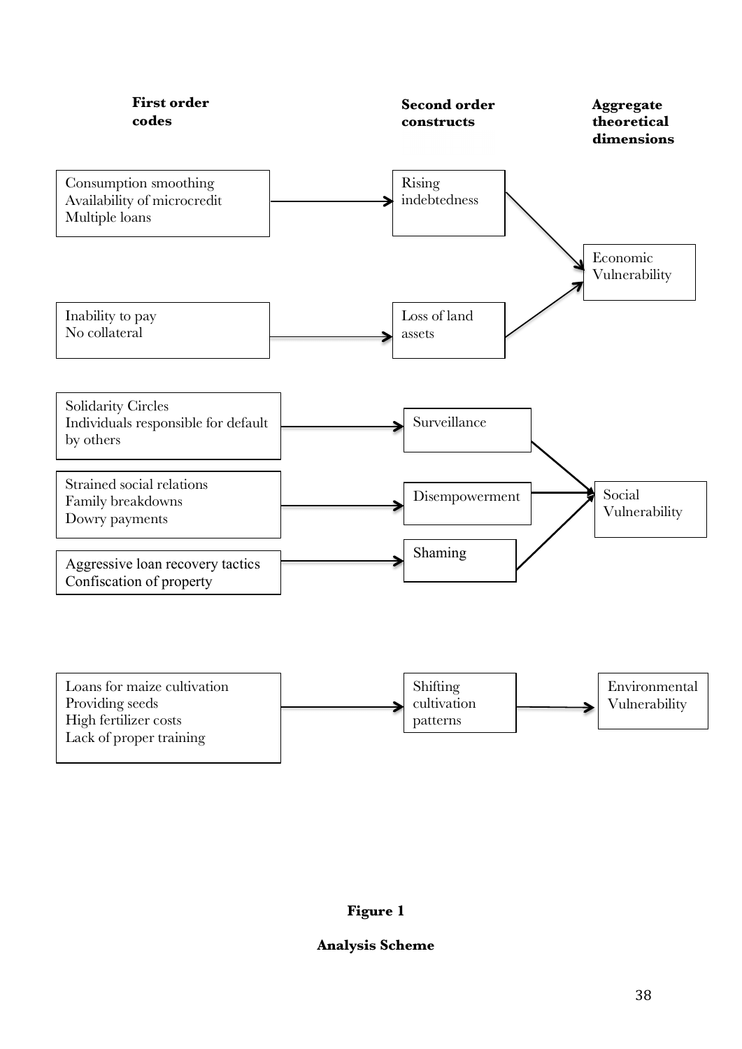| First order codes | Second order constructs | Aggregate theoretical dimensions |
|---|---|---|
| Consumption smoothing<br>Availability of microcredit<br>Multiple loans | Rising indebtedness | Economic Vulnerability |
| Inability to pay<br>No collateral | Loss of land assets | Economic Vulnerability |
| Solidarity Circles<br>Individuals responsible for default by others | Surveillance | Social Vulnerability |
| Strained social relations<br>Family breakdowns<br>Dowry payments | Disempowerment | Social Vulnerability |
| Aggressive loan recovery tactics<br>Confiscation of property | Shaming | Social Vulnerability |
| Loans for maize cultivation<br>Providing seeds<br>High fertilizer costs<br>Lack of proper training | Shifting cultivation patterns | Environmental Vulnerability |

**Figure 1**

**Analysis Scheme**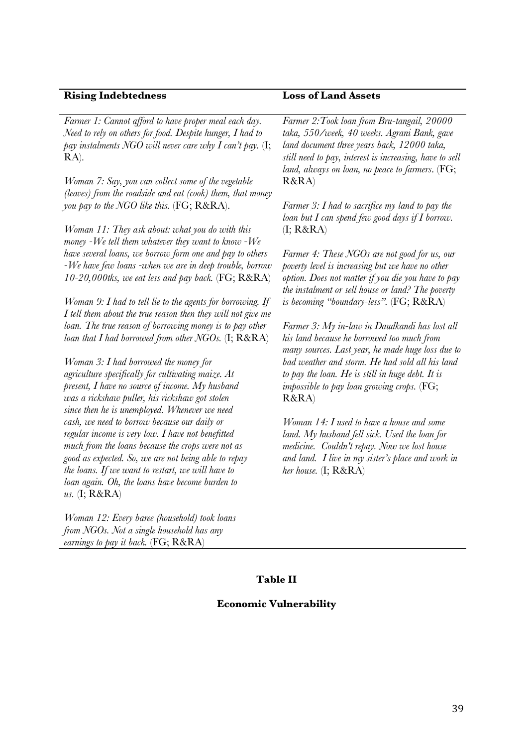| Rising Indebtedness | Loss of Land Assets |
|---|---|
| *Farmer 1: Cannot afford to have proper meal each day. Need to rely on others for food. Despite hunger, I had to pay instalments NGO will never care why I can't pay.* (I; RA).<br><br>*Woman 7: Say, you can collect some of the vegetable (leaves) from the roadside and eat (cook) them, that money you pay to the NGO like this.* (FG; R&RA).<br><br>*Woman 11: They ask about: what you do with this money -We tell them whatever they want to know -We have several loans, we borrow form one and pay to others -We have few loans -when we are in deep trouble, borrow 10-20,000tks, we eat less and pay back.* (FG; R&RA)<br><br>*Woman 9: I had to tell lie to the agents for borrowing. If I tell them about the true reason then they will not give me loan. The true reason of borrowing money is to pay other loan that I had borrowed from other NGOs.* (I; R&RA)<br><br>*Woman 3: I had borrowed the money for agriculture specifically for cultivating maize. At present, I have no source of income. My husband was a rickshaw puller, his rickshaw got stolen since then he is unemployed. Whenever we need cash, we need to borrow because our daily or regular income is very low. I have not benefitted much from the loans because the crops were not as good as expected. So, we are not being able to repay the loans. If we want to restart, we will have to loan again. Oh, the loans have become burden to us.* (I; R&RA)<br><br>*Woman 12: Every baree (household) took loans from NGOs. Not a single household has any earnings to pay it back.* (FG; R&RA) | *Farmer 2:Took loan from Bru-tangail, 20000 taka, 550/week, 40 weeks. Agrani Bank, gave land document three years back, 12000 taka, still need to pay, interest is increasing, have to sell land, always on loan, no peace to farmers*. (FG; R&RA)<br><br>*Farmer 3: I had to sacrifice my land to pay the loan but I can spend few good days if I borrow.* (I; R&RA)<br><br>*Farmer 4: These NGOs are not good for us, our poverty level is increasing but we have no other option. Does not matter if you die you have to pay the instalment or sell house or land? The poverty is becoming "boundary-less".* (FG; R&RA)<br><br>*Farmer 3: My in-law in Daudkandi has lost all his land because he borrowed too much from many sources. Last year, he made huge loss due to bad weather and storm. He had sold all his land to pay the loan. He is still in huge debt. It is impossible to pay loan growing crops.* (FG; R&RA)<br><br>*Woman 14: I used to have a house and some land. My husband fell sick. Used the loan for medicine. Couldn't repay. Now we lost house and land. I live in my sister's place and work in her house.* (I; R&RA) |

**Table II**

**Economic Vulnerability**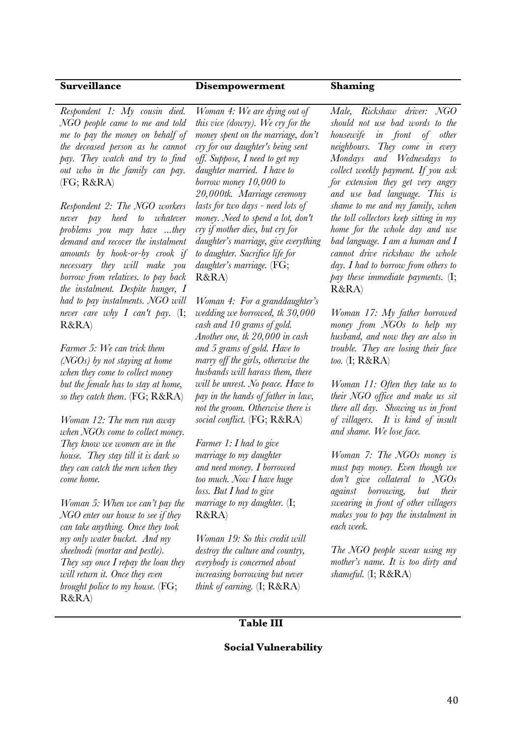| **Surveillance** | **Disempowerment** | **Shaming** |
|---|---|---|
| *Respondent 1: My cousin died. NGO people came to me and told me to pay the money on behalf of the deceased person as he cannot pay. They watch and try to find out who in the family can pay.* (FG; R&RA)<br><br>*Respondent 2: The NGO workers never pay heed to whatever problems you may have ...they demand and recover the instalment amounts by hook-or-by crook if necessary they will make you borrow from relatives. to pay back the instalment. Despite hunger, I had to pay instalments. NGO will never care why I can't pay.* (I; R&RA)<br><br>*Farmer 5: We can trick them (NGOs) by not staying at home when they come to collect money but the female has to stay at home, so they catch them.* (FG; R&RA)<br><br>*Woman 12: The men run away when NGOs come to collect money. They know we women are in the house. They stay till it is dark so they can catch the men when they come home.*<br><br>*Woman 5: When we can't pay the NGO enter our house to see if they can take anything. Once they took my only water bucket. And my sheelnodi (mortar and pestle). They say once I repay the loan they will return it. Once they even brought police to my house.* (FG; R&RA) | *Woman 4: We are dying out of this vice (dowry). We cry for the money spent on the marriage, don't cry for our daughter's being sent off. Suppose, I need to get my daughter married. I have to borrow money 10,000 to 20,000tk. Marriage ceremony lasts for two days - need lots of money. Need to spend a lot, don't cry if mother dies, but cry for daughter's marriage, give everything to daughter. Sacrifice life for daughter's marriage.* (FG; R&RA)<br><br>*Woman 4: For a granddaughter's wedding we borrowed, tk 30,000 cash and 10 grams of gold. Another one, tk 20,000 in cash and 5 grams of gold. Have to marry off the girls, otherwise the husbands will harass them, there will be unrest. No peace. Have to pay in the hands of father in law, not the groom. Otherwise there is social conflict.* (FG; R&RA)<br><br>*Farmer 1: I had to give marriage to my daughter and need money. I borrowed too much. Now I have huge loss. But I had to give marriage to my daughter.* (I; R&RA)<br><br>*Woman 19: So this credit will destroy the culture and country, everybody is concerned about increasing borrowing but never think of earning.* (I; R&RA) | *Male, Rickshaw driver: NGO should not use bad words to the housewife in front of other neighbours. They come in every Mondays and Wednesdays to collect weekly payment. If you ask for extension they get very angry and use bad language. This is shame to me and my family, when the toll collectors keep sitting in my home for the whole day and use bad language. I am a human and I cannot drive rickshaw the whole day. I had to borrow from others to pay these immediate payments.* (I; R&RA)<br><br>*Woman 17: My father borrowed money from NGOs to help my husband, and now they are also in trouble. They are losing their face too.* (I; R&RA)<br><br>*Woman 11: Often they take us to their NGO office and make us sit there all day. Showing us in front of villagers. It is kind of insult and shame. We lose face.*<br><br>*Woman 7: The NGOs money is must pay money. Even though we don't give collateral to NGOs against borrowing, but their swearing in front of other villagers makes you to pay the instalment in each week.*<br><br>*The NGO people swear using my mother's name. It is too dirty and shameful.* (I; R&RA) |

**Table III**

**Social Vulnerability**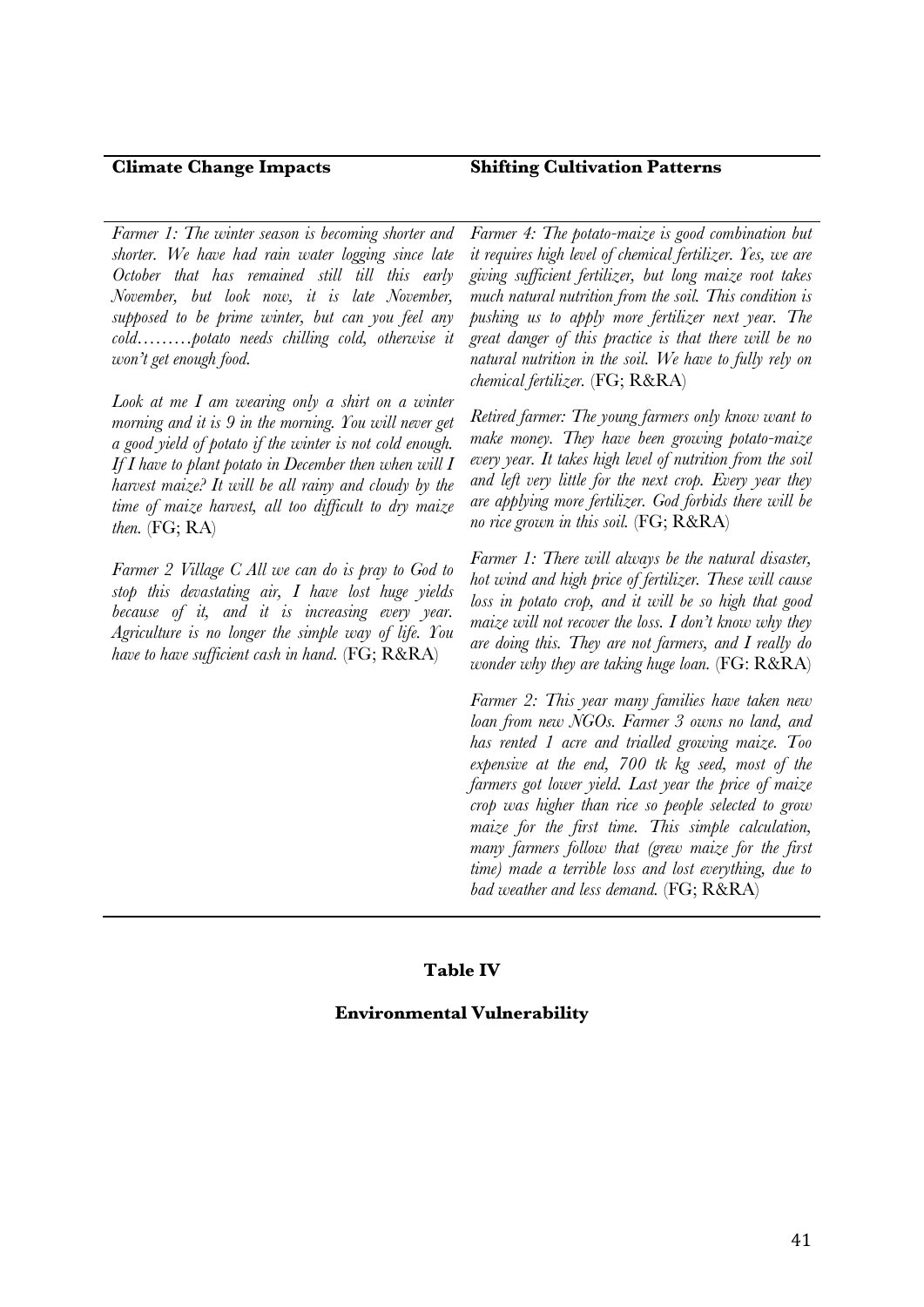| Climate Change Impacts | Shifting Cultivation Patterns |
|---|---|
| *Farmer 1: The winter season is becoming shorter and shorter. We have had rain water logging since late October that has remained still till this early November, but look now, it is late November, supposed to be prime winter, but can you feel any cold………potato needs chilling cold, otherwise it won't get enough food.*<br><br>*Look at me I am wearing only a shirt on a winter morning and it is 9 in the morning. You will never get a good yield of potato if the winter is not cold enough. If I have to plant potato in December then when will I harvest maize? It will be all rainy and cloudy by the time of maize harvest, all too difficult to dry maize then.* (FG; RA)<br><br>*Farmer 2 Village C All we can do is pray to God to stop this devastating air, I have lost huge yields because of it, and it is increasing every year. Agriculture is no longer the simple way of life. You have to have sufficient cash in hand.* (FG; R&RA) | *Farmer 4: The potato-maize is good combination but it requires high level of chemical fertilizer. Yes, we are giving sufficient fertilizer, but long maize root takes much natural nutrition from the soil. This condition is pushing us to apply more fertilizer next year. The great danger of this practice is that there will be no natural nutrition in the soil. We have to fully rely on chemical fertilizer.* (FG; R&RA)<br><br>*Retired farmer: The young farmers only know want to make money. They have been growing potato-maize every year. It takes high level of nutrition from the soil and left very little for the next crop. Every year they are applying more fertilizer. God forbids there will be no rice grown in this soil.* (FG; R&RA)<br><br>*Farmer 1: There will always be the natural disaster, hot wind and high price of fertilizer. These will cause loss in potato crop, and it will be so high that good maize will not recover the loss. I don't know why they are doing this. They are not farmers, and I really do wonder why they are taking huge loan.* (FG: R&RA)<br><br>*Farmer 2: This year many families have taken new loan from new NGOs. Farmer 3 owns no land, and has rented 1 acre and trialled growing maize. Too expensive at the end, 700 tk kg seed, most of the farmers got lower yield. Last year the price of maize crop was higher than rice so people selected to grow maize for the first time. This simple calculation, many farmers follow that (grew maize for the first time) made a terrible loss and lost everything, due to bad weather and less demand.* (FG; R&RA) |

**Table IV**

**Environmental Vulnerability**